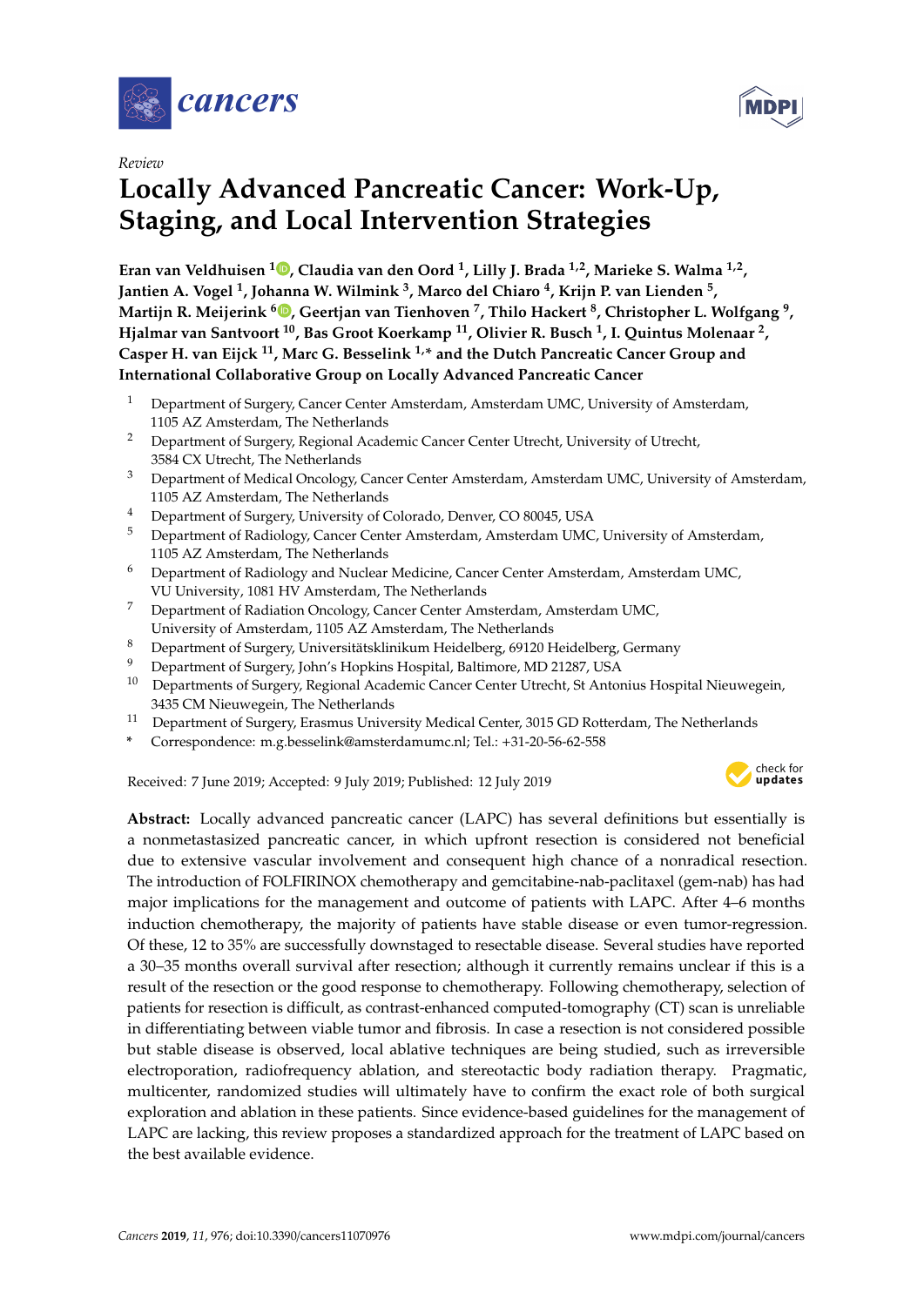*Review*

# Locally Advanced Pancreatic Cancer: Work-Up, Staging, and Local Intervention Strategies

**Eran van Veldhuisen [1], Claudia van den Oord [1], Lilly J. Brada [1,2], Marieke S. Walma [1,2], Jantien A. Vogel [1], Johanna W. Wilmink [3], Marco del Chiaro [4], Krijn P. van Lienden [5], Martijn R. Meijerink [6], Geertjan van Tienhoven [7], Thilo Hackert [8], Christopher L. Wolfgang [9], Hjalmar van Santvoort [10], Bas Groot Koerkamp [11], Olivier R. Busch [1], I. Quintus Molenaar [2], Casper H. van Eijck [11], Marc G. Besselink [1,*] and the Dutch Pancreatic Cancer Group and International Collaborative Group on Locally Advanced Pancreatic Cancer**

1. Department of Surgery, Cancer Center Amsterdam, Amsterdam UMC, University of Amsterdam, 1105 AZ Amsterdam, The Netherlands
2. Department of Surgery, Regional Academic Cancer Center Utrecht, University of Utrecht, 3584 CX Utrecht, The Netherlands
3. Department of Medical Oncology, Cancer Center Amsterdam, Amsterdam UMC, University of Amsterdam, 1105 AZ Amsterdam, The Netherlands
4. Department of Surgery, University of Colorado, Denver, CO 80045, USA
5. Department of Radiology, Cancer Center Amsterdam, Amsterdam UMC, University of Amsterdam, 1105 AZ Amsterdam, The Netherlands
6. Department of Radiology and Nuclear Medicine, Cancer Center Amsterdam, Amsterdam UMC, VU University, 1081 HV Amsterdam, The Netherlands
7. Department of Radiation Oncology, Cancer Center Amsterdam, Amsterdam UMC, University of Amsterdam, 1105 AZ Amsterdam, The Netherlands
8. Department of Surgery, Universitätsklinikum Heidelberg, 69120 Heidelberg, Germany
9. Department of Surgery, John's Hopkins Hospital, Baltimore, MD 21287, USA
10. Departments of Surgery, Regional Academic Cancer Center Utrecht, St Antonius Hospital Nieuwegein, 3435 CM Nieuwegein, The Netherlands
11. Department of Surgery, Erasmus University Medical Center, 3015 GD Rotterdam, The Netherlands

\* Correspondence: m.g.besselink@amsterdamumc.nl; Tel.: +31-20-56-62-558

Received: 7 June 2019; Accepted: 9 July 2019; Published: 12 July 2019

**Abstract:** Locally advanced pancreatic cancer (LAPC) has several definitions but essentially is a nonmetastasized pancreatic cancer, in which upfront resection is considered not beneficial due to extensive vascular involvement and consequent high chance of a nonradical resection. The introduction of FOLFIRINOX chemotherapy and gemcitabine-nab-paclitaxel (gem-nab) has had major implications for the management and outcome of patients with LAPC. After 4–6 months induction chemotherapy, the majority of patients have stable disease or even tumor-regression. Of these, 12 to 35% are successfully downstaged to resectable disease. Several studies have reported a 30–35 months overall survival after resection; although it currently remains unclear if this is a result of the resection or the good response to chemotherapy. Following chemotherapy, selection of patients for resection is difficult, as contrast-enhanced computed-tomography (CT) scan is unreliable in differentiating between viable tumor and fibrosis. In case a resection is not considered possible but stable disease is observed, local ablative techniques are being studied, such as irreversible electroporation, radiofrequency ablation, and stereotactic body radiation therapy. Pragmatic, multicenter, randomized studies will ultimately have to confirm the exact role of both surgical exploration and ablation in these patients. Since evidence-based guidelines for the management of LAPC are lacking, this review proposes a standardized approach for the treatment of LAPC based on the best available evidence.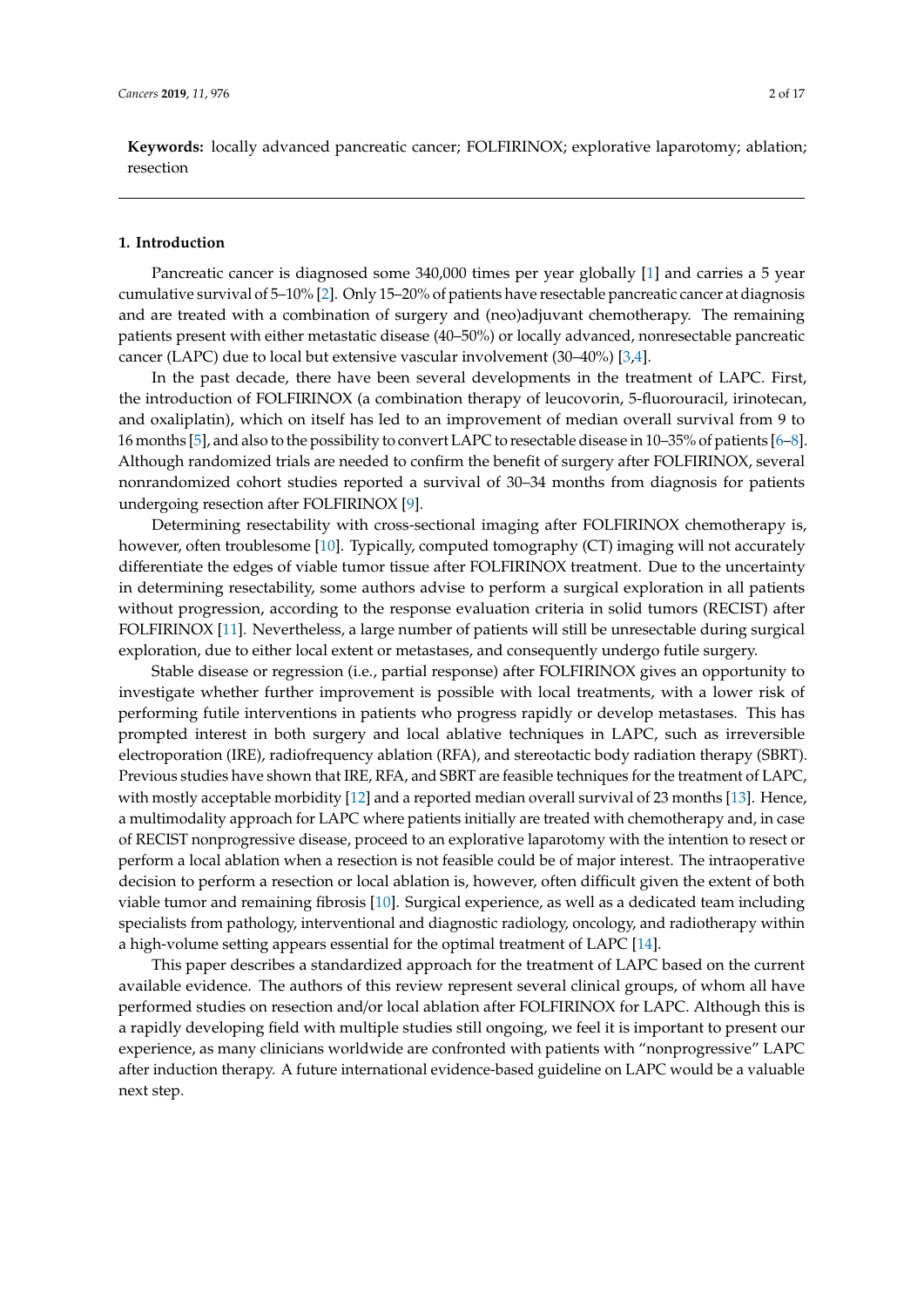**Keywords:** locally advanced pancreatic cancer; FOLFIRINOX; explorative laparotomy; ablation; resection

## 1. Introduction

Pancreatic cancer is diagnosed some 340,000 times per year globally [1] and carries a 5 year cumulative survival of 5–10% [2]. Only 15–20% of patients have resectable pancreatic cancer at diagnosis and are treated with a combination of surgery and (neo)adjuvant chemotherapy. The remaining patients present with either metastatic disease (40–50%) or locally advanced, nonresectable pancreatic cancer (LAPC) due to local but extensive vascular involvement (30–40%) [3,4].

In the past decade, there have been several developments in the treatment of LAPC. First, the introduction of FOLFIRINOX (a combination therapy of leucovorin, 5-fluorouracil, irinotecan, and oxaliplatin), which on itself has led to an improvement of median overall survival from 9 to 16 months [5], and also to the possibility to convert LAPC to resectable disease in 10–35% of patients [6–8]. Although randomized trials are needed to confirm the benefit of surgery after FOLFIRINOX, several nonrandomized cohort studies reported a survival of 30–34 months from diagnosis for patients undergoing resection after FOLFIRINOX [9].

Determining resectability with cross-sectional imaging after FOLFIRINOX chemotherapy is, however, often troublesome [10]. Typically, computed tomography (CT) imaging will not accurately differentiate the edges of viable tumor tissue after FOLFIRINOX treatment. Due to the uncertainty in determining resectability, some authors advise to perform a surgical exploration in all patients without progression, according to the response evaluation criteria in solid tumors (RECIST) after FOLFIRINOX [11]. Nevertheless, a large number of patients will still be unresectable during surgical exploration, due to either local extent or metastases, and consequently undergo futile surgery.

Stable disease or regression (i.e., partial response) after FOLFIRINOX gives an opportunity to investigate whether further improvement is possible with local treatments, with a lower risk of performing futile interventions in patients who progress rapidly or develop metastases. This has prompted interest in both surgery and local ablative techniques in LAPC, such as irreversible electroporation (IRE), radiofrequency ablation (RFA), and stereotactic body radiation therapy (SBRT). Previous studies have shown that IRE, RFA, and SBRT are feasible techniques for the treatment of LAPC, with mostly acceptable morbidity [12] and a reported median overall survival of 23 months [13]. Hence, a multimodality approach for LAPC where patients initially are treated with chemotherapy and, in case of RECIST nonprogressive disease, proceed to an explorative laparotomy with the intention to resect or perform a local ablation when a resection is not feasible could be of major interest. The intraoperative decision to perform a resection or local ablation is, however, often difficult given the extent of both viable tumor and remaining fibrosis [10]. Surgical experience, as well as a dedicated team including specialists from pathology, interventional and diagnostic radiology, oncology, and radiotherapy within a high-volume setting appears essential for the optimal treatment of LAPC [14].

This paper describes a standardized approach for the treatment of LAPC based on the current available evidence. The authors of this review represent several clinical groups, of whom all have performed studies on resection and/or local ablation after FOLFIRINOX for LAPC. Although this is a rapidly developing field with multiple studies still ongoing, we feel it is important to present our experience, as many clinicians worldwide are confronted with patients with "nonprogressive" LAPC after induction therapy. A future international evidence-based guideline on LAPC would be a valuable next step.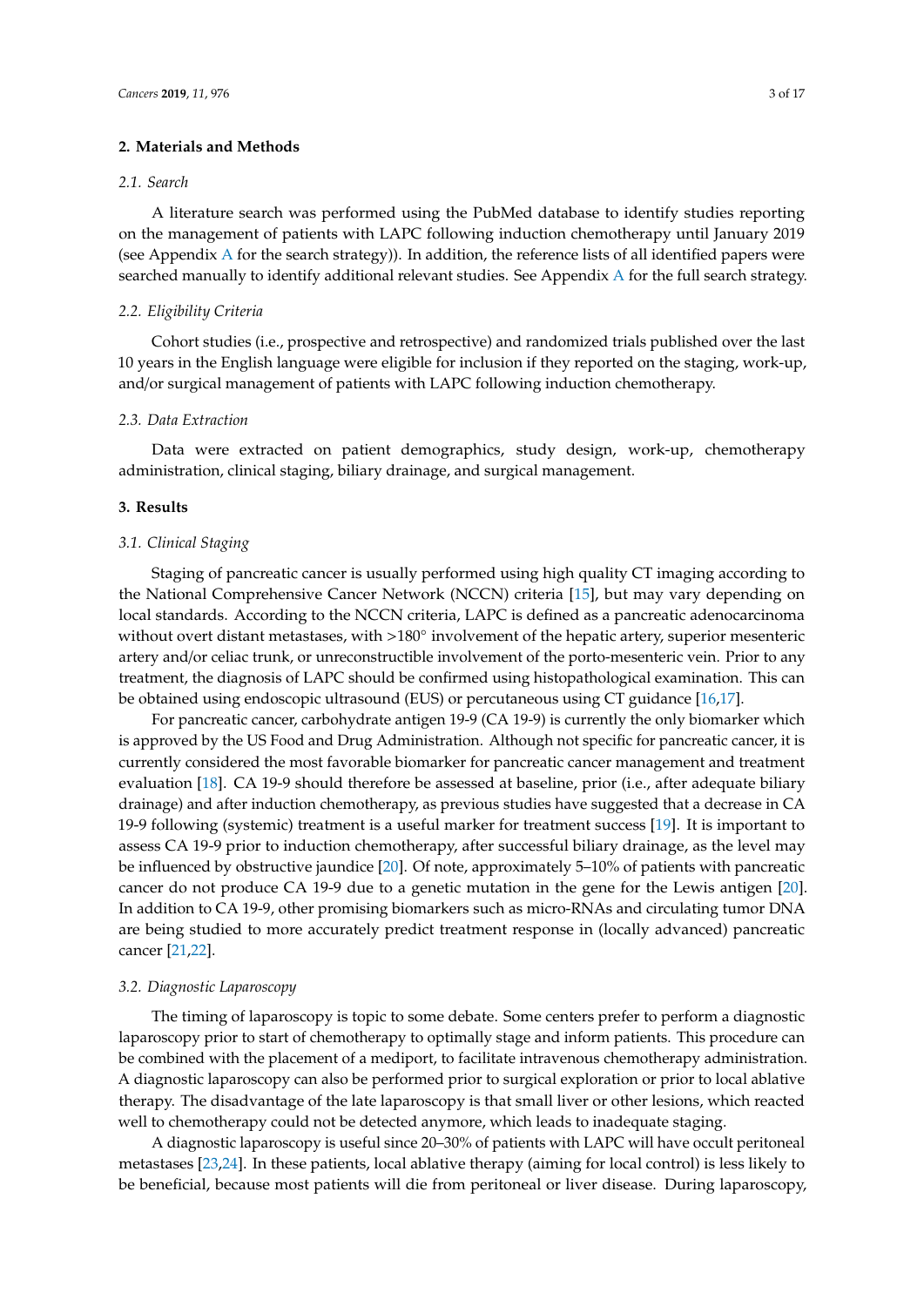## 2. Materials and Methods

### 2.1. Search

A literature search was performed using the PubMed database to identify studies reporting on the management of patients with LAPC following induction chemotherapy until January 2019 (see Appendix A for the search strategy)). In addition, the reference lists of all identified papers were searched manually to identify additional relevant studies. See Appendix A for the full search strategy.

### 2.2. Eligibility Criteria

Cohort studies (i.e., prospective and retrospective) and randomized trials published over the last 10 years in the English language were eligible for inclusion if they reported on the staging, work-up, and/or surgical management of patients with LAPC following induction chemotherapy.

### 2.3. Data Extraction

Data were extracted on patient demographics, study design, work-up, chemotherapy administration, clinical staging, biliary drainage, and surgical management.

## 3. Results

### 3.1. Clinical Staging

Staging of pancreatic cancer is usually performed using high quality CT imaging according to the National Comprehensive Cancer Network (NCCN) criteria [15], but may vary depending on local standards. According to the NCCN criteria, LAPC is defined as a pancreatic adenocarcinoma without overt distant metastases, with >180° involvement of the hepatic artery, superior mesenteric artery and/or celiac trunk, or unreconstructible involvement of the porto-mesenteric vein. Prior to any treatment, the diagnosis of LAPC should be confirmed using histopathological examination. This can be obtained using endoscopic ultrasound (EUS) or percutaneous using CT guidance [16,17].

For pancreatic cancer, carbohydrate antigen 19-9 (CA 19-9) is currently the only biomarker which is approved by the US Food and Drug Administration. Although not specific for pancreatic cancer, it is currently considered the most favorable biomarker for pancreatic cancer management and treatment evaluation [18]. CA 19-9 should therefore be assessed at baseline, prior (i.e., after adequate biliary drainage) and after induction chemotherapy, as previous studies have suggested that a decrease in CA 19-9 following (systemic) treatment is a useful marker for treatment success [19]. It is important to assess CA 19-9 prior to induction chemotherapy, after successful biliary drainage, as the level may be influenced by obstructive jaundice [20]. Of note, approximately 5–10% of patients with pancreatic cancer do not produce CA 19-9 due to a genetic mutation in the gene for the Lewis antigen [20]. In addition to CA 19-9, other promising biomarkers such as micro-RNAs and circulating tumor DNA are being studied to more accurately predict treatment response in (locally advanced) pancreatic cancer [21,22].

### 3.2. Diagnostic Laparoscopy

The timing of laparoscopy is topic to some debate. Some centers prefer to perform a diagnostic laparoscopy prior to start of chemotherapy to optimally stage and inform patients. This procedure can be combined with the placement of a mediport, to facilitate intravenous chemotherapy administration. A diagnostic laparoscopy can also be performed prior to surgical exploration or prior to local ablative therapy. The disadvantage of the late laparoscopy is that small liver or other lesions, which reacted well to chemotherapy could not be detected anymore, which leads to inadequate staging.

A diagnostic laparoscopy is useful since 20–30% of patients with LAPC will have occult peritoneal metastases [23,24]. In these patients, local ablative therapy (aiming for local control) is less likely to be beneficial, because most patients will die from peritoneal or liver disease. During laparoscopy,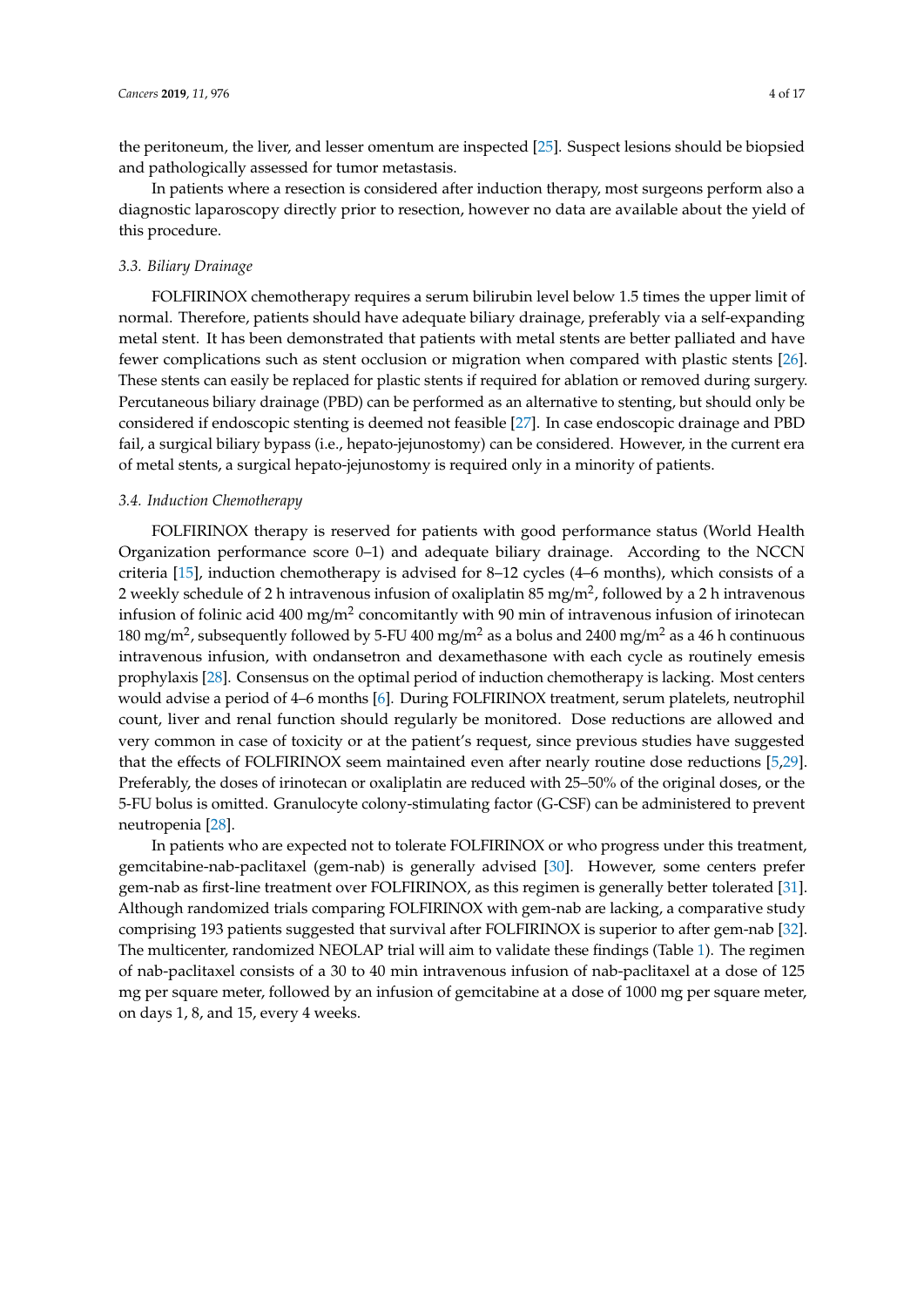the peritoneum, the liver, and lesser omentum are inspected [25]. Suspect lesions should be biopsied and pathologically assessed for tumor metastasis.

In patients where a resection is considered after induction therapy, most surgeons perform also a diagnostic laparoscopy directly prior to resection, however no data are available about the yield of this procedure.

### 3.3. Biliary Drainage

FOLFIRINOX chemotherapy requires a serum bilirubin level below 1.5 times the upper limit of normal. Therefore, patients should have adequate biliary drainage, preferably via a self-expanding metal stent. It has been demonstrated that patients with metal stents are better palliated and have fewer complications such as stent occlusion or migration when compared with plastic stents [26]. These stents can easily be replaced for plastic stents if required for ablation or removed during surgery. Percutaneous biliary drainage (PBD) can be performed as an alternative to stenting, but should only be considered if endoscopic stenting is deemed not feasible [27]. In case endoscopic drainage and PBD fail, a surgical biliary bypass (i.e., hepato-jejunostomy) can be considered. However, in the current era of metal stents, a surgical hepato-jejunostomy is required only in a minority of patients.

### 3.4. Induction Chemotherapy

FOLFIRINOX therapy is reserved for patients with good performance status (World Health Organization performance score 0–1) and adequate biliary drainage. According to the NCCN criteria [15], induction chemotherapy is advised for 8–12 cycles (4–6 months), which consists of a 2 weekly schedule of 2 h intravenous infusion of oxaliplatin 85 mg/m$^2$, followed by a 2 h intravenous infusion of folinic acid 400 mg/m$^2$ concomitantly with 90 min of intravenous infusion of irinotecan 180 mg/m$^2$, subsequently followed by 5-FU 400 mg/m$^2$ as a bolus and 2400 mg/m$^2$ as a 46 h continuous intravenous infusion, with ondansetron and dexamethasone with each cycle as routinely emesis prophylaxis [28]. Consensus on the optimal period of induction chemotherapy is lacking. Most centers would advise a period of 4–6 months [6]. During FOLFIRINOX treatment, serum platelets, neutrophil count, liver and renal function should regularly be monitored. Dose reductions are allowed and very common in case of toxicity or at the patient's request, since previous studies have suggested that the effects of FOLFIRINOX seem maintained even after nearly routine dose reductions [5,29]. Preferably, the doses of irinotecan or oxaliplatin are reduced with 25–50% of the original doses, or the 5-FU bolus is omitted. Granulocyte colony-stimulating factor (G-CSF) can be administered to prevent neutropenia [28].

In patients who are expected not to tolerate FOLFIRINOX or who progress under this treatment, gemcitabine-nab-paclitaxel (gem-nab) is generally advised [30]. However, some centers prefer gem-nab as first-line treatment over FOLFIRINOX, as this regimen is generally better tolerated [31]. Although randomized trials comparing FOLFIRINOX with gem-nab are lacking, a comparative study comprising 193 patients suggested that survival after FOLFIRINOX is superior to after gem-nab [32]. The multicenter, randomized NEOLAP trial will aim to validate these findings (Table 1). The regimen of nab-paclitaxel consists of a 30 to 40 min intravenous infusion of nab-paclitaxel at a dose of 125 mg per square meter, followed by an infusion of gemcitabine at a dose of 1000 mg per square meter, on days 1, 8, and 15, every 4 weeks.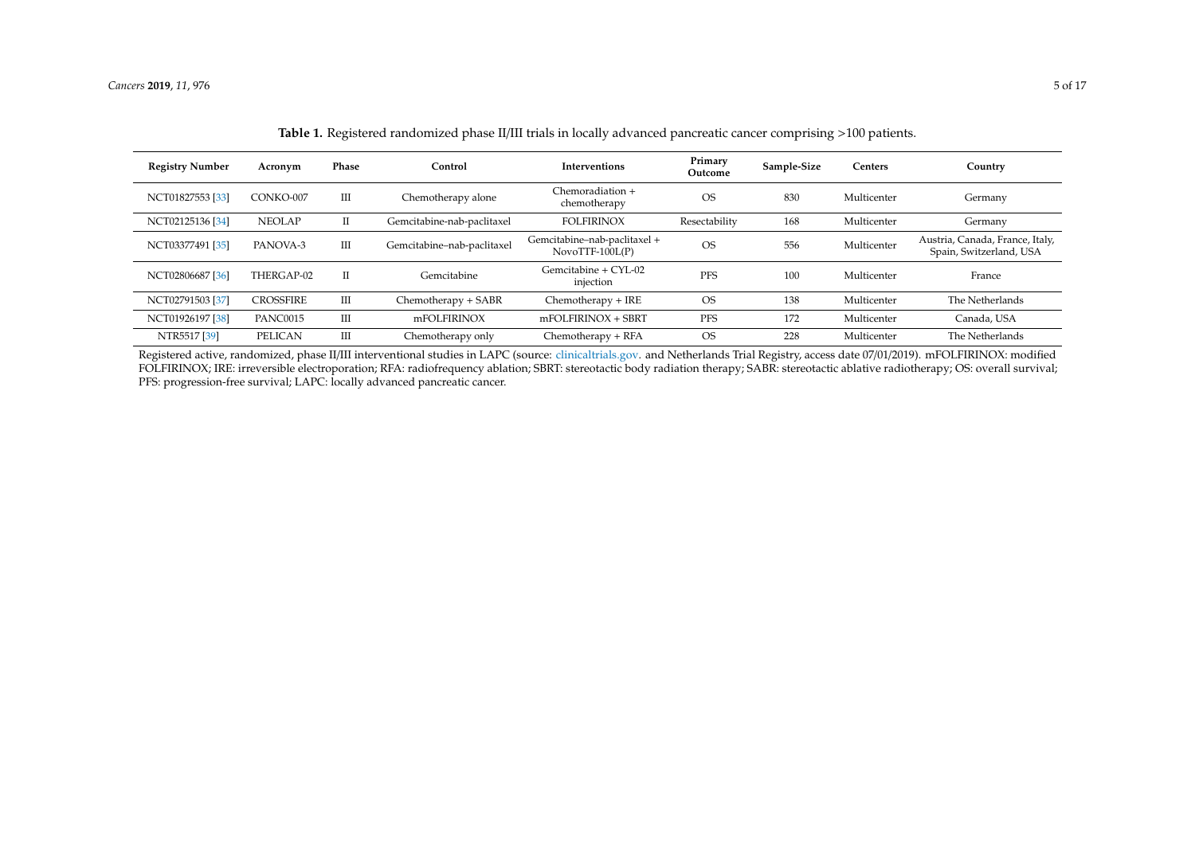**Table 1.** Registered randomized phase II/III trials in locally advanced pancreatic cancer comprising >100 patients.

| Registry Number | Acronym | Phase | Control | Interventions | Primary Outcome | Sample-Size | Centers | Country |
|---|---|---|---|---|---|---|---|---|
| NCT01827553 [33] | CONKO-007 | III | Chemotherapy alone | Chemoradiation + chemotherapy | OS | 830 | Multicenter | Germany |
| NCT02125136 [34] | NEOLAP | II | Gemcitabine-nab-paclitaxel | FOLFIRINOX | Resectability | 168 | Multicenter | Germany |
| NCT03377491 [35] | PANOVA-3 | III | Gemcitabine–nab-paclitaxel | Gemcitabine–nab-paclitaxel + NovoTTF-100L(P) | OS | 556 | Multicenter | Austria, Canada, France, Italy, Spain, Switzerland, USA |
| NCT02806687 [36] | THERGAP-02 | II | Gemcitabine | Gemcitabine + CYL-02 injection | PFS | 100 | Multicenter | France |
| NCT02791503 [37] | CROSSFIRE | III | Chemotherapy + SABR | Chemotherapy + IRE | OS | 138 | Multicenter | The Netherlands |
| NCT01926197 [38] | PANC0015 | III | mFOLFIRINOX | mFOLFIRINOX + SBRT | PFS | 172 | Multicenter | Canada, USA |
| NTR5517 [39] | PELICAN | III | Chemotherapy only | Chemotherapy + RFA | OS | 228 | Multicenter | The Netherlands |

Registered active, randomized, phase II/III interventional studies in LAPC (source: clinicaltrials.gov. and Netherlands Trial Registry, access date 07/01/2019). mFOLFIRINOX: modified FOLFIRINOX; IRE: irreversible electroporation; RFA: radiofrequency ablation; SBRT: stereotactic body radiation therapy; SABR: stereotactic ablative radiotherapy; OS: overall survival; PFS: progression-free survival; LAPC: locally advanced pancreatic cancer.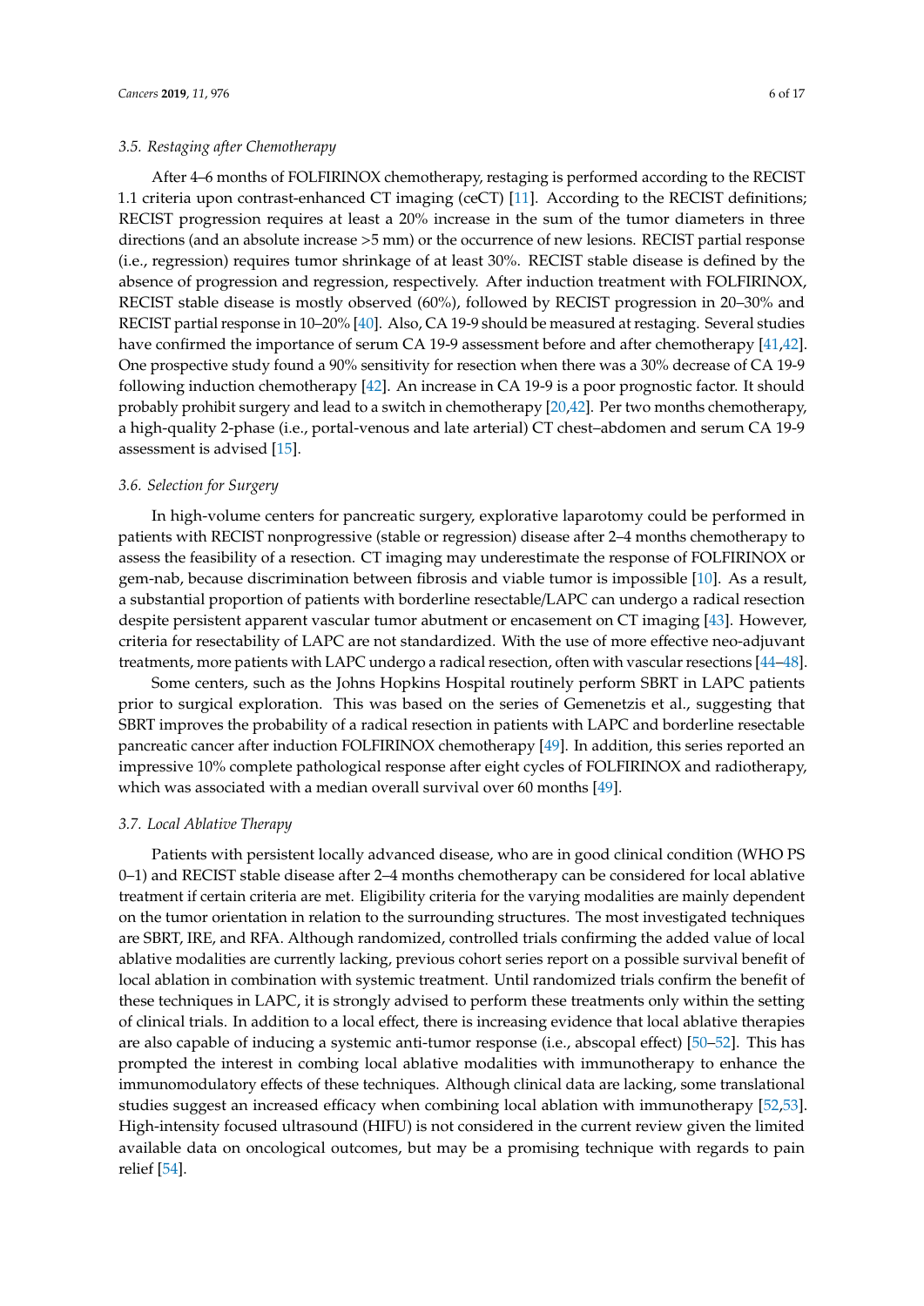### 3.5. Restaging after Chemotherapy

After 4–6 months of FOLFIRINOX chemotherapy, restaging is performed according to the RECIST 1.1 criteria upon contrast-enhanced CT imaging (ceCT) [11]. According to the RECIST definitions; RECIST progression requires at least a 20% increase in the sum of the tumor diameters in three directions (and an absolute increase >5 mm) or the occurrence of new lesions. RECIST partial response (i.e., regression) requires tumor shrinkage of at least 30%. RECIST stable disease is defined by the absence of progression and regression, respectively. After induction treatment with FOLFIRINOX, RECIST stable disease is mostly observed (60%), followed by RECIST progression in 20–30% and RECIST partial response in 10–20% [40]. Also, CA 19-9 should be measured at restaging. Several studies have confirmed the importance of serum CA 19-9 assessment before and after chemotherapy [41,42]. One prospective study found a 90% sensitivity for resection when there was a 30% decrease of CA 19-9 following induction chemotherapy [42]. An increase in CA 19-9 is a poor prognostic factor. It should probably prohibit surgery and lead to a switch in chemotherapy [20,42]. Per two months chemotherapy, a high-quality 2-phase (i.e., portal-venous and late arterial) CT chest–abdomen and serum CA 19-9 assessment is advised [15].

### 3.6. Selection for Surgery

In high-volume centers for pancreatic surgery, explorative laparotomy could be performed in patients with RECIST nonprogressive (stable or regression) disease after 2–4 months chemotherapy to assess the feasibility of a resection. CT imaging may underestimate the response of FOLFIRINOX or gem-nab, because discrimination between fibrosis and viable tumor is impossible [10]. As a result, a substantial proportion of patients with borderline resectable/LAPC can undergo a radical resection despite persistent apparent vascular tumor abutment or encasement on CT imaging [43]. However, criteria for resectability of LAPC are not standardized. With the use of more effective neo-adjuvant treatments, more patients with LAPC undergo a radical resection, often with vascular resections [44–48].

Some centers, such as the Johns Hopkins Hospital routinely perform SBRT in LAPC patients prior to surgical exploration. This was based on the series of Gemenetzis et al., suggesting that SBRT improves the probability of a radical resection in patients with LAPC and borderline resectable pancreatic cancer after induction FOLFIRINOX chemotherapy [49]. In addition, this series reported an impressive 10% complete pathological response after eight cycles of FOLFIRINOX and radiotherapy, which was associated with a median overall survival over 60 months [49].

### 3.7. Local Ablative Therapy

Patients with persistent locally advanced disease, who are in good clinical condition (WHO PS 0–1) and RECIST stable disease after 2–4 months chemotherapy can be considered for local ablative treatment if certain criteria are met. Eligibility criteria for the varying modalities are mainly dependent on the tumor orientation in relation to the surrounding structures. The most investigated techniques are SBRT, IRE, and RFA. Although randomized, controlled trials confirming the added value of local ablative modalities are currently lacking, previous cohort series report on a possible survival benefit of local ablation in combination with systemic treatment. Until randomized trials confirm the benefit of these techniques in LAPC, it is strongly advised to perform these treatments only within the setting of clinical trials. In addition to a local effect, there is increasing evidence that local ablative therapies are also capable of inducing a systemic anti-tumor response (i.e., abscopal effect) [50–52]. This has prompted the interest in combing local ablative modalities with immunotherapy to enhance the immunomodulatory effects of these techniques. Although clinical data are lacking, some translational studies suggest an increased efficacy when combining local ablation with immunotherapy [52,53]. High-intensity focused ultrasound (HIFU) is not considered in the current review given the limited available data on oncological outcomes, but may be a promising technique with regards to pain relief [54].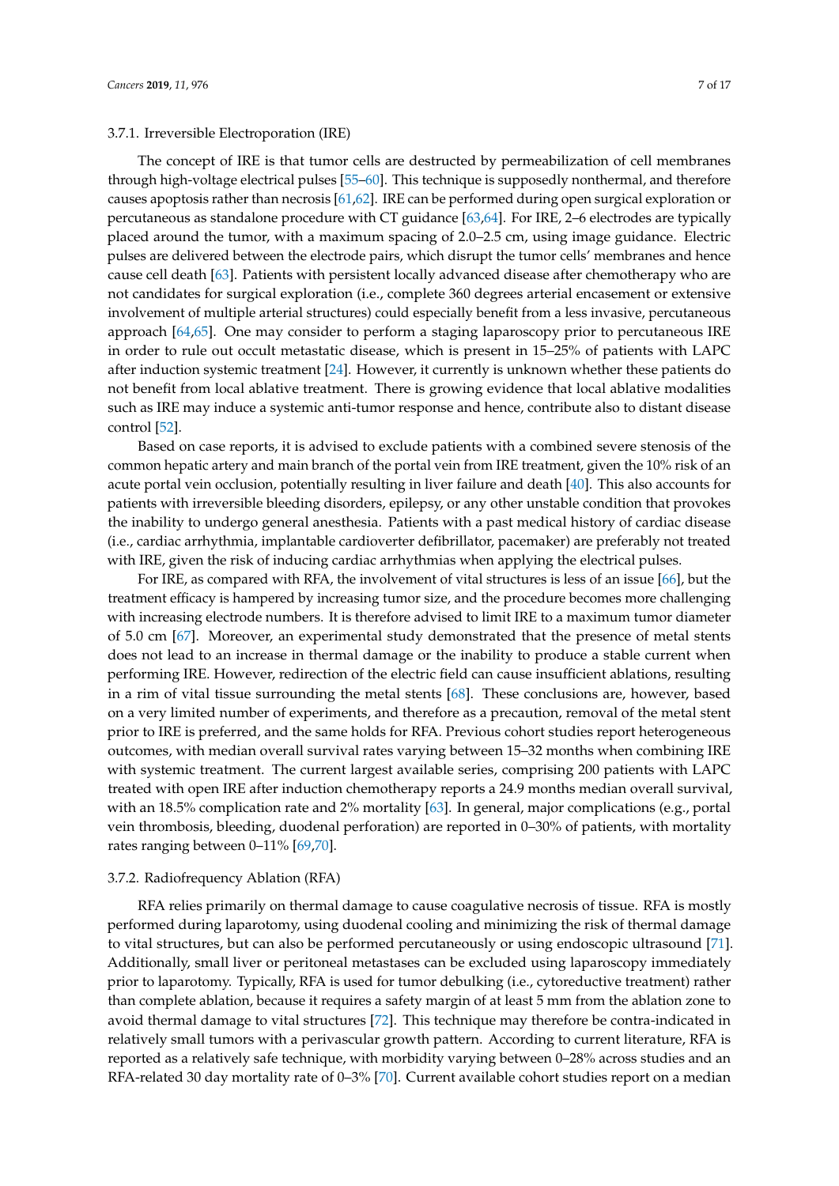#### 3.7.1. Irreversible Electroporation (IRE)

The concept of IRE is that tumor cells are destructed by permeabilization of cell membranes through high-voltage electrical pulses [55–60]. This technique is supposedly nonthermal, and therefore causes apoptosis rather than necrosis [61,62]. IRE can be performed during open surgical exploration or percutaneous as standalone procedure with CT guidance [63,64]. For IRE, 2–6 electrodes are typically placed around the tumor, with a maximum spacing of 2.0–2.5 cm, using image guidance. Electric pulses are delivered between the electrode pairs, which disrupt the tumor cells' membranes and hence cause cell death [63]. Patients with persistent locally advanced disease after chemotherapy who are not candidates for surgical exploration (i.e., complete 360 degrees arterial encasement or extensive involvement of multiple arterial structures) could especially benefit from a less invasive, percutaneous approach [64,65]. One may consider to perform a staging laparoscopy prior to percutaneous IRE in order to rule out occult metastatic disease, which is present in 15–25% of patients with LAPC after induction systemic treatment [24]. However, it currently is unknown whether these patients do not benefit from local ablative treatment. There is growing evidence that local ablative modalities such as IRE may induce a systemic anti-tumor response and hence, contribute also to distant disease control [52].

Based on case reports, it is advised to exclude patients with a combined severe stenosis of the common hepatic artery and main branch of the portal vein from IRE treatment, given the 10% risk of an acute portal vein occlusion, potentially resulting in liver failure and death [40]. This also accounts for patients with irreversible bleeding disorders, epilepsy, or any other unstable condition that provokes the inability to undergo general anesthesia. Patients with a past medical history of cardiac disease (i.e., cardiac arrhythmia, implantable cardioverter defibrillator, pacemaker) are preferably not treated with IRE, given the risk of inducing cardiac arrhythmias when applying the electrical pulses.

For IRE, as compared with RFA, the involvement of vital structures is less of an issue [66], but the treatment efficacy is hampered by increasing tumor size, and the procedure becomes more challenging with increasing electrode numbers. It is therefore advised to limit IRE to a maximum tumor diameter of 5.0 cm [67]. Moreover, an experimental study demonstrated that the presence of metal stents does not lead to an increase in thermal damage or the inability to produce a stable current when performing IRE. However, redirection of the electric field can cause insufficient ablations, resulting in a rim of vital tissue surrounding the metal stents [68]. These conclusions are, however, based on a very limited number of experiments, and therefore as a precaution, removal of the metal stent prior to IRE is preferred, and the same holds for RFA. Previous cohort studies report heterogeneous outcomes, with median overall survival rates varying between 15–32 months when combining IRE with systemic treatment. The current largest available series, comprising 200 patients with LAPC treated with open IRE after induction chemotherapy reports a 24.9 months median overall survival, with an 18.5% complication rate and 2% mortality [63]. In general, major complications (e.g., portal vein thrombosis, bleeding, duodenal perforation) are reported in 0–30% of patients, with mortality rates ranging between 0–11% [69,70].

#### 3.7.2. Radiofrequency Ablation (RFA)

RFA relies primarily on thermal damage to cause coagulative necrosis of tissue. RFA is mostly performed during laparotomy, using duodenal cooling and minimizing the risk of thermal damage to vital structures, but can also be performed percutaneously or using endoscopic ultrasound [71]. Additionally, small liver or peritoneal metastases can be excluded using laparoscopy immediately prior to laparotomy. Typically, RFA is used for tumor debulking (i.e., cytoreductive treatment) rather than complete ablation, because it requires a safety margin of at least 5 mm from the ablation zone to avoid thermal damage to vital structures [72]. This technique may therefore be contra-indicated in relatively small tumors with a perivascular growth pattern. According to current literature, RFA is reported as a relatively safe technique, with morbidity varying between 0–28% across studies and an RFA-related 30 day mortality rate of 0–3% [70]. Current available cohort studies report on a median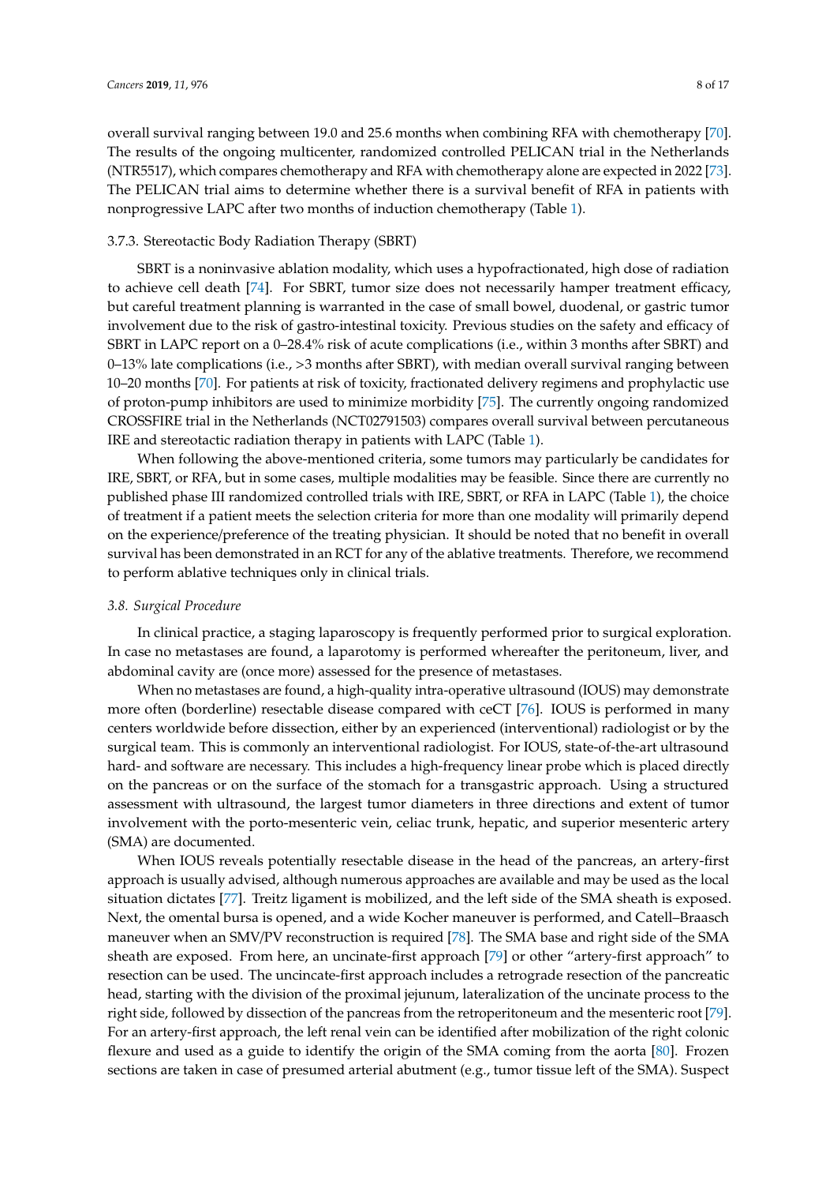overall survival ranging between 19.0 and 25.6 months when combining RFA with chemotherapy [70]. The results of the ongoing multicenter, randomized controlled PELICAN trial in the Netherlands (NTR5517), which compares chemotherapy and RFA with chemotherapy alone are expected in 2022 [73]. The PELICAN trial aims to determine whether there is a survival benefit of RFA in patients with nonprogressive LAPC after two months of induction chemotherapy (Table 1).

#### 3.7.3. Stereotactic Body Radiation Therapy (SBRT)

SBRT is a noninvasive ablation modality, which uses a hypofractionated, high dose of radiation to achieve cell death [74]. For SBRT, tumor size does not necessarily hamper treatment efficacy, but careful treatment planning is warranted in the case of small bowel, duodenal, or gastric tumor involvement due to the risk of gastro-intestinal toxicity. Previous studies on the safety and efficacy of SBRT in LAPC report on a 0–28.4% risk of acute complications (i.e., within 3 months after SBRT) and 0–13% late complications (i.e., >3 months after SBRT), with median overall survival ranging between 10–20 months [70]. For patients at risk of toxicity, fractionated delivery regimens and prophylactic use of proton-pump inhibitors are used to minimize morbidity [75]. The currently ongoing randomized CROSSFIRE trial in the Netherlands (NCT02791503) compares overall survival between percutaneous IRE and stereotactic radiation therapy in patients with LAPC (Table 1).

When following the above-mentioned criteria, some tumors may particularly be candidates for IRE, SBRT, or RFA, but in some cases, multiple modalities may be feasible. Since there are currently no published phase III randomized controlled trials with IRE, SBRT, or RFA in LAPC (Table 1), the choice of treatment if a patient meets the selection criteria for more than one modality will primarily depend on the experience/preference of the treating physician. It should be noted that no benefit in overall survival has been demonstrated in an RCT for any of the ablative treatments. Therefore, we recommend to perform ablative techniques only in clinical trials.

### *3.8. Surgical Procedure*

In clinical practice, a staging laparoscopy is frequently performed prior to surgical exploration. In case no metastases are found, a laparotomy is performed whereafter the peritoneum, liver, and abdominal cavity are (once more) assessed for the presence of metastases.

When no metastases are found, a high-quality intra-operative ultrasound (IOUS) may demonstrate more often (borderline) resectable disease compared with ceCT [76]. IOUS is performed in many centers worldwide before dissection, either by an experienced (interventional) radiologist or by the surgical team. This is commonly an interventional radiologist. For IOUS, state-of-the-art ultrasound hard- and software are necessary. This includes a high-frequency linear probe which is placed directly on the pancreas or on the surface of the stomach for a transgastric approach. Using a structured assessment with ultrasound, the largest tumor diameters in three directions and extent of tumor involvement with the porto-mesenteric vein, celiac trunk, hepatic, and superior mesenteric artery (SMA) are documented.

When IOUS reveals potentially resectable disease in the head of the pancreas, an artery-first approach is usually advised, although numerous approaches are available and may be used as the local situation dictates [77]. Treitz ligament is mobilized, and the left side of the SMA sheath is exposed. Next, the omental bursa is opened, and a wide Kocher maneuver is performed, and Catell–Braasch maneuver when an SMV/PV reconstruction is required [78]. The SMA base and right side of the SMA sheath are exposed. From here, an uncinate-first approach [79] or other "artery-first approach" to resection can be used. The uncinate-first approach includes a retrograde resection of the pancreatic head, starting with the division of the proximal jejunum, lateralization of the uncinate process to the right side, followed by dissection of the pancreas from the retroperitoneum and the mesenteric root [79]. For an artery-first approach, the left renal vein can be identified after mobilization of the right colonic flexure and used as a guide to identify the origin of the SMA coming from the aorta [80]. Frozen sections are taken in case of presumed arterial abutment (e.g., tumor tissue left of the SMA). Suspect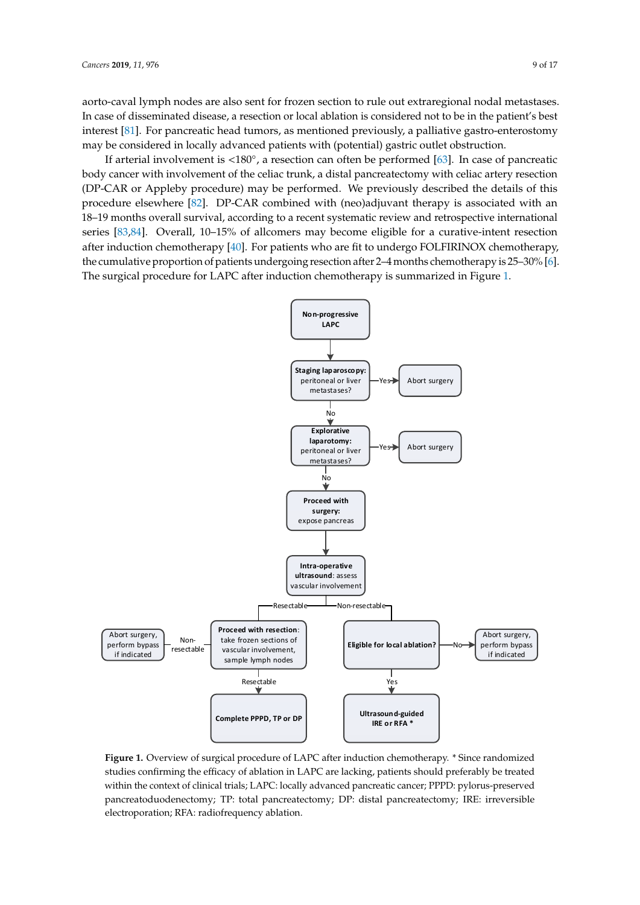aorto-caval lymph nodes are also sent for frozen section to rule out extraregional nodal metastases. In case of disseminated disease, a resection or local ablation is considered not to be in the patient's best interest [81]. For pancreatic head tumors, as mentioned previously, a palliative gastro-enterostomy may be considered in locally advanced patients with (potential) gastric outlet obstruction.

If arterial involvement is <180°, a resection can often be performed [63]. In case of pancreatic body cancer with involvement of the celiac trunk, a distal pancreatectomy with celiac artery resection (DP-CAR or Appleby procedure) may be performed. We previously described the details of this procedure elsewhere [82]. DP-CAR combined with (neo)adjuvant therapy is associated with an 18–19 months overall survival, according to a recent systematic review and retrospective international series [83,84]. Overall, 10–15% of allcomers may become eligible for a curative-intent resection after induction chemotherapy [40]. For patients who are fit to undergo FOLFIRINOX chemotherapy, the cumulative proportion of patients undergoing resection after 2–4 months chemotherapy is 25–30% [6]. The surgical procedure for LAPC after induction chemotherapy is summarized in Figure 1.

**Figure 1.** Overview of surgical procedure of LAPC after induction chemotherapy. * Since randomized studies confirming the efficacy of ablation in LAPC are lacking, patients should preferably be treated within the context of clinical trials; LAPC: locally advanced pancreatic cancer; PPPD: pylorus-preserved pancreatoduodenectomy; TP: total pancreatectomy; DP: distal pancreatectomy; IRE: irreversible electroporation; RFA: radiofrequency ablation.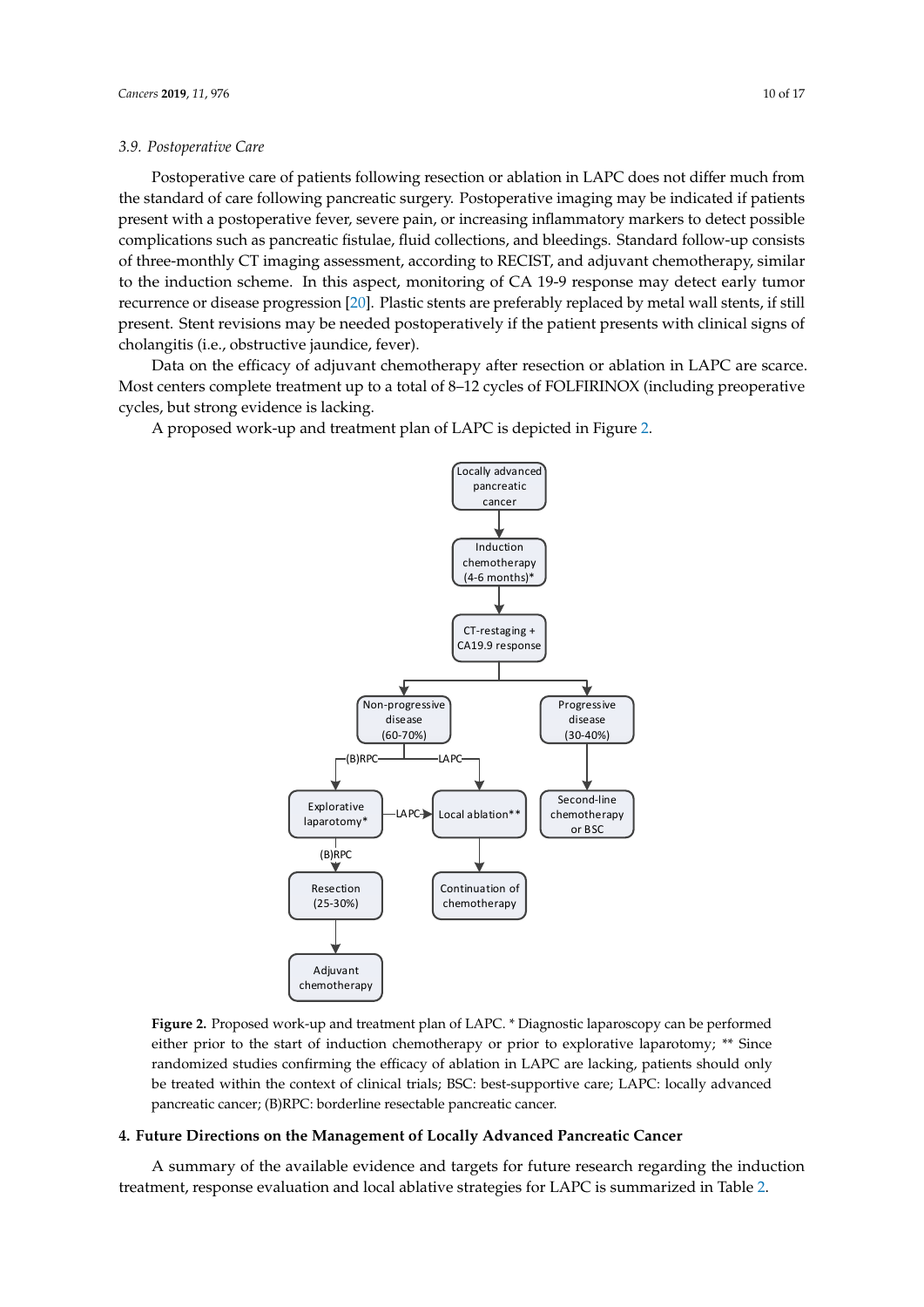### 3.9. Postoperative Care

Postoperative care of patients following resection or ablation in LAPC does not differ much from the standard of care following pancreatic surgery. Postoperative imaging may be indicated if patients present with a postoperative fever, severe pain, or increasing inflammatory markers to detect possible complications such as pancreatic fistulae, fluid collections, and bleedings. Standard follow-up consists of three-monthly CT imaging assessment, according to RECIST, and adjuvant chemotherapy, similar to the induction scheme. In this aspect, monitoring of CA 19-9 response may detect early tumor recurrence or disease progression [20]. Plastic stents are preferably replaced by metal wall stents, if still present. Stent revisions may be needed postoperatively if the patient presents with clinical signs of cholangitis (i.e., obstructive jaundice, fever).

Data on the efficacy of adjuvant chemotherapy after resection or ablation in LAPC are scarce. Most centers complete treatment up to a total of 8–12 cycles of FOLFIRINOX (including preoperative cycles, but strong evidence is lacking.

A proposed work-up and treatment plan of LAPC is depicted in Figure 2.

```
Locally advanced pancreatic cancer
        ↓
Induction chemotherapy (4-6 months)*
        ↓
CT-restaging + CA19.9 response
   ├── Non-progressive disease (60-70%)
   │     ├── (B)RPC → Explorative laparotomy*
   │     │              ├── LAPC → Local ablation**
   │     │              └── (B)RPC → Resection (25-30%) → Adjuvant chemotherapy
   │     └── LAPC → Local ablation** → Continuation of chemotherapy
   └── Progressive disease (30-40%) → Second-line chemotherapy or BSC
```

**Figure 2.** Proposed work-up and treatment plan of LAPC. * Diagnostic laparoscopy can be performed either prior to the start of induction chemotherapy or prior to explorative laparotomy; ** Since randomized studies confirming the efficacy of ablation in LAPC are lacking, patients should only be treated within the context of clinical trials; BSC: best-supportive care; LAPC: locally advanced pancreatic cancer; (B)RPC: borderline resectable pancreatic cancer.

## 4. Future Directions on the Management of Locally Advanced Pancreatic Cancer

A summary of the available evidence and targets for future research regarding the induction treatment, response evaluation and local ablative strategies for LAPC is summarized in Table 2.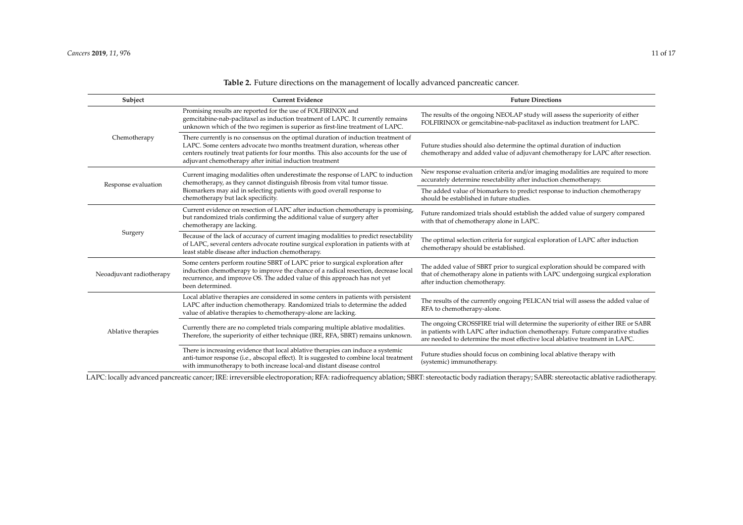**Table 2.** Future directions on the management of locally advanced pancreatic cancer.

| Subject | Current Evidence | Future Directions |
| --- | --- | --- |
| Chemotherapy | Promising results are reported for the use of FOLFIRINOX and gemcitabine-nab-paclitaxel as induction treatment of LAPC. It currently remains unknown which of the two regimen is superior as first-line treatment of LAPC. | The results of the ongoing NEOLAP study will assess the superiority of either FOLFIRINOX or gemcitabine-nab-paclitaxel as induction treatment for LAPC. |
| | There currently is no consensus on the optimal duration of induction treatment of LAPC. Some centers advocate two months treatment duration, whereas other centers routinely treat patients for four months. This also accounts for the use of adjuvant chemotherapy after initial induction treatment | Future studies should also determine the optimal duration of induction chemotherapy and added value of adjuvant chemotherapy for LAPC after resection. |
| Response evaluation | Current imaging modalities often underestimate the response of LAPC to induction chemotherapy, as they cannot distinguish fibrosis from vital tumor tissue. Biomarkers may aid in selecting patients with good overall response to chemotherapy but lack specificity. | New response evaluation criteria and/or imaging modalities are required to more accurately determine resectability after induction chemotherapy. |
| | | The added value of biomarkers to predict response to induction chemotherapy should be established in future studies. |
| Surgery | Current evidence on resection of LAPC after induction chemotherapy is promising, but randomized trials confirming the additional value of surgery after chemotherapy are lacking. | Future randomized trials should establish the added value of surgery compared with that of chemotherapy alone in LAPC. |
| | Because of the lack of accuracy of current imaging modalities to predict resectability of LAPC, several centers advocate routine surgical exploration in patients with at least stable disease after induction chemotherapy. | The optimal selection criteria for surgical exploration of LAPC after induction chemotherapy should be established. |
| Neoadjuvant radiotherapy | Some centers perform routine SBRT of LAPC prior to surgical exploration after induction chemotherapy to improve the chance of a radical resection, decrease local recurrence, and improve OS. The added value of this approach has not yet been determined. | The added value of SBRT prior to surgical exploration should be compared with that of chemotherapy alone in patients with LAPC undergoing surgical exploration after induction chemotherapy. |
| Ablative therapies | Local ablative therapies are considered in some centers in patients with persistent LAPC after induction chemotherapy. Randomized trials to determine the added value of ablative therapies to chemotherapy-alone are lacking. | The results of the currently ongoing PELICAN trial will assess the added value of RFA to chemotherapy-alone. |
| | Currently there are no completed trials comparing multiple ablative modalities. Therefore, the superiority of either technique (IRE, RFA, SBRT) remains unknown. | The ongoing CROSSFIRE trial will determine the superiority of either IRE or SABR in patients with LAPC after induction chemotherapy. Future comparative studies are needed to determine the most effective local ablative treatment in LAPC. |
| | There is increasing evidence that local ablative therapies can induce a systemic anti-tumor response (i.e., abscopal effect). It is suggested to combine local treatment with immunotherapy to both increase local-and distant disease control | Future studies should focus on combining local ablative therapy with (systemic) immunotherapy. |

LAPC: locally advanced pancreatic cancer; IRE: irreversible electroporation; RFA: radiofrequency ablation; SBRT: stereotactic body radiation therapy; SABR: stereotactic ablative radiotherapy.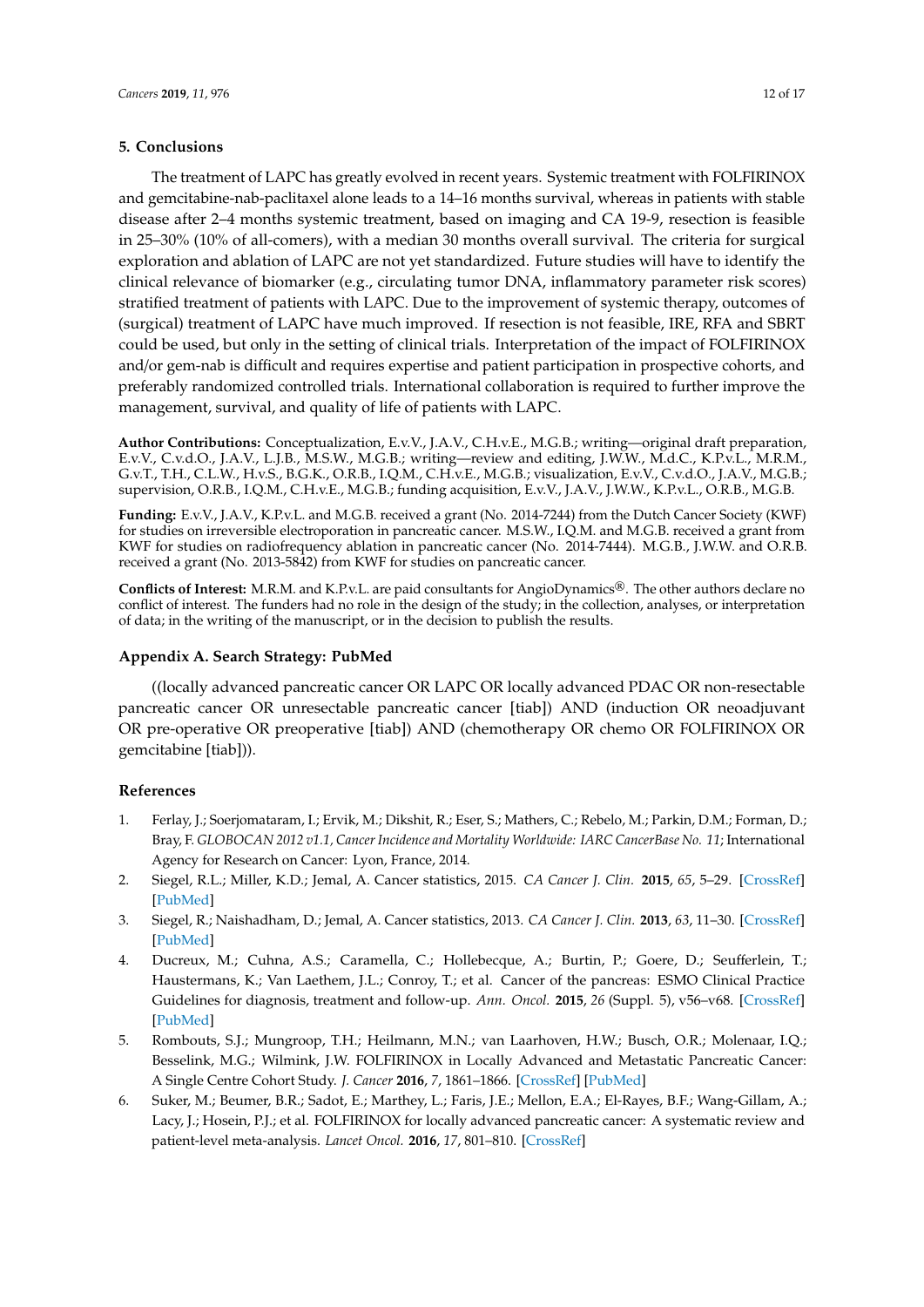## 5. Conclusions

The treatment of LAPC has greatly evolved in recent years. Systemic treatment with FOLFIRINOX and gemcitabine-nab-paclitaxel alone leads to a 14–16 months survival, whereas in patients with stable disease after 2–4 months systemic treatment, based on imaging and CA 19-9, resection is feasible in 25–30% (10% of all-comers), with a median 30 months overall survival. The criteria for surgical exploration and ablation of LAPC are not yet standardized. Future studies will have to identify the clinical relevance of biomarker (e.g., circulating tumor DNA, inflammatory parameter risk scores) stratified treatment of patients with LAPC. Due to the improvement of systemic therapy, outcomes of (surgical) treatment of LAPC have much improved. If resection is not feasible, IRE, RFA and SBRT could be used, but only in the setting of clinical trials. Interpretation of the impact of FOLFIRINOX and/or gem-nab is difficult and requires expertise and patient participation in prospective cohorts, and preferably randomized controlled trials. International collaboration is required to further improve the management, survival, and quality of life of patients with LAPC.

**Author Contributions:** Conceptualization, E.v.V., J.A.V., C.H.v.E., M.G.B.; writing—original draft preparation, E.v.V., C.v.d.O., J.A.V., L.J.B., M.S.W., M.G.B.; writing—review and editing, J.W.W., M.d.C., K.P.v.L., M.R.M., G.v.T., T.H., C.L.W., H.v.S., B.G.K., O.R.B., I.Q.M., C.H.v.E., M.G.B.; visualization, E.v.V., C.v.d.O., J.A.V., M.G.B.; supervision, O.R.B., I.Q.M., C.H.v.E., M.G.B.; funding acquisition, E.v.V., J.A.V., J.W.W., K.P.v.L., O.R.B., M.G.B.

**Funding:** E.v.V., J.A.V., K.P.v.L. and M.G.B. received a grant (No. 2014-7244) from the Dutch Cancer Society (KWF) for studies on irreversible electroporation in pancreatic cancer. M.S.W., I.Q.M. and M.G.B. received a grant from KWF for studies on radiofrequency ablation in pancreatic cancer (No. 2014-7444). M.G.B., J.W.W. and O.R.B. received a grant (No. 2013-5842) from KWF for studies on pancreatic cancer.

**Conflicts of Interest:** M.R.M. and K.P.v.L. are paid consultants for AngioDynamics®. The other authors declare no conflict of interest. The funders had no role in the design of the study; in the collection, analyses, or interpretation of data; in the writing of the manuscript, or in the decision to publish the results.

## Appendix A. Search Strategy: PubMed

((locally advanced pancreatic cancer OR LAPC OR locally advanced PDAC OR non-resectable pancreatic cancer OR unresectable pancreatic cancer [tiab]) AND (induction OR neoadjuvant OR pre-operative OR preoperative [tiab]) AND (chemotherapy OR chemo OR FOLFIRINOX OR gemcitabine [tiab])).

## References

1. Ferlay, J.; Soerjomataram, I.; Ervik, M.; Dikshit, R.; Eser, S.; Mathers, C.; Rebelo, M.; Parkin, D.M.; Forman, D.; Bray, F. *GLOBOCAN 2012 v1.1, Cancer Incidence and Mortality Worldwide: IARC CancerBase No. 11*; International Agency for Research on Cancer: Lyon, France, 2014.
2. Siegel, R.L.; Miller, K.D.; Jemal, A. Cancer statistics, 2015. *CA Cancer J. Clin.* **2015**, *65*, 5–29. [CrossRef] [PubMed]
3. Siegel, R.; Naishadham, D.; Jemal, A. Cancer statistics, 2013. *CA Cancer J. Clin.* **2013**, *63*, 11–30. [CrossRef] [PubMed]
4. Ducreux, M.; Cuhna, A.S.; Caramella, C.; Hollebecque, A.; Burtin, P.; Goere, D.; Seufferlein, T.; Haustermans, K.; Van Laethem, J.L.; Conroy, T.; et al. Cancer of the pancreas: ESMO Clinical Practice Guidelines for diagnosis, treatment and follow-up. *Ann. Oncol.* **2015**, *26* (Suppl. 5), v56–v68. [CrossRef] [PubMed]
5. Rombouts, S.J.; Mungroop, T.H.; Heilmann, M.N.; van Laarhoven, H.W.; Busch, O.R.; Molenaar, I.Q.; Besselink, M.G.; Wilmink, J.W. FOLFIRINOX in Locally Advanced and Metastatic Pancreatic Cancer: A Single Centre Cohort Study. *J. Cancer* **2016**, *7*, 1861–1866. [CrossRef] [PubMed]
6. Suker, M.; Beumer, B.R.; Sadot, E.; Marthey, L.; Faris, J.E.; Mellon, E.A.; El-Rayes, B.F.; Wang-Gillam, A.; Lacy, J.; Hosein, P.J.; et al. FOLFIRINOX for locally advanced pancreatic cancer: A systematic review and patient-level meta-analysis. *Lancet Oncol.* **2016**, *17*, 801–810. [CrossRef]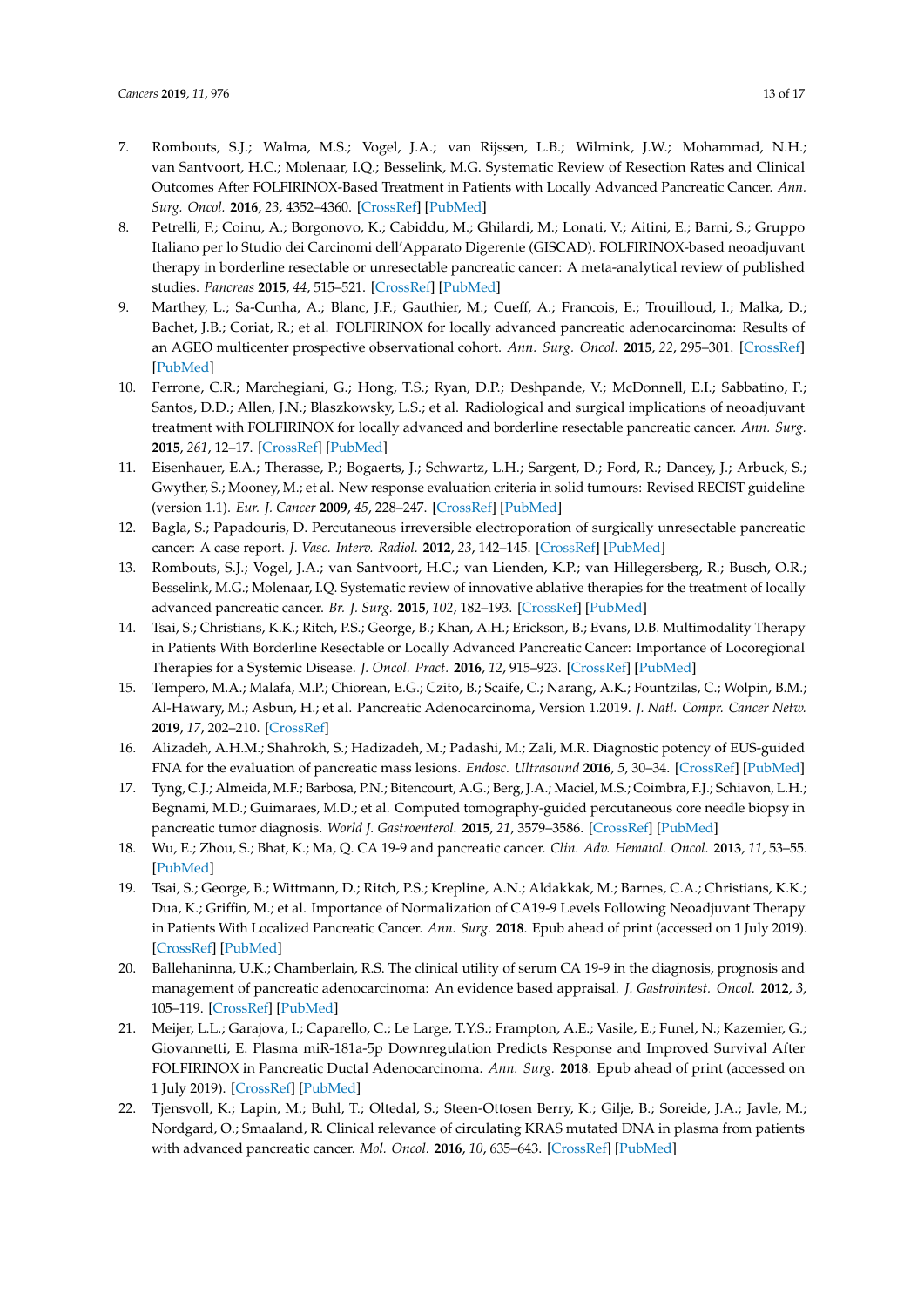7. Rombouts, S.J.; Walma, M.S.; Vogel, J.A.; van Rijssen, L.B.; Wilmink, J.W.; Mohammad, N.H.; van Santvoort, H.C.; Molenaar, I.Q.; Besselink, M.G. Systematic Review of Resection Rates and Clinical Outcomes After FOLFIRINOX-Based Treatment in Patients with Locally Advanced Pancreatic Cancer. *Ann. Surg. Oncol.* **2016**, *23*, 4352–4360. [CrossRef] [PubMed]
8. Petrelli, F.; Coinu, A.; Borgonovo, K.; Cabiddu, M.; Ghilardi, M.; Lonati, V.; Aitini, E.; Barni, S.; Gruppo Italiano per lo Studio dei Carcinomi dell'Apparato Digerente (GISCAD). FOLFIRINOX-based neoadjuvant therapy in borderline resectable or unresectable pancreatic cancer: A meta-analytical review of published studies. *Pancreas* **2015**, *44*, 515–521. [CrossRef] [PubMed]
9. Marthey, L.; Sa-Cunha, A.; Blanc, J.F.; Gauthier, M.; Cueff, A.; Francois, E.; Trouilloud, I.; Malka, D.; Bachet, J.B.; Coriat, R.; et al. FOLFIRINOX for locally advanced pancreatic adenocarcinoma: Results of an AGEO multicenter prospective observational cohort. *Ann. Surg. Oncol.* **2015**, *22*, 295–301. [CrossRef] [PubMed]
10. Ferrone, C.R.; Marchegiani, G.; Hong, T.S.; Ryan, D.P.; Deshpande, V.; McDonnell, E.I.; Sabbatino, F.; Santos, D.D.; Allen, J.N.; Blaszkowsky, L.S.; et al. Radiological and surgical implications of neoadjuvant treatment with FOLFIRINOX for locally advanced and borderline resectable pancreatic cancer. *Ann. Surg.* **2015**, *261*, 12–17. [CrossRef] [PubMed]
11. Eisenhauer, E.A.; Therasse, P.; Bogaerts, J.; Schwartz, L.H.; Sargent, D.; Ford, R.; Dancey, J.; Arbuck, S.; Gwyther, S.; Mooney, M.; et al. New response evaluation criteria in solid tumours: Revised RECIST guideline (version 1.1). *Eur. J. Cancer* **2009**, *45*, 228–247. [CrossRef] [PubMed]
12. Bagla, S.; Papadouris, D. Percutaneous irreversible electroporation of surgically unresectable pancreatic cancer: A case report. *J. Vasc. Interv. Radiol.* **2012**, *23*, 142–145. [CrossRef] [PubMed]
13. Rombouts, S.J.; Vogel, J.A.; van Santvoort, H.C.; van Lienden, K.P.; van Hillegersberg, R.; Busch, O.R.; Besselink, M.G.; Molenaar, I.Q. Systematic review of innovative ablative therapies for the treatment of locally advanced pancreatic cancer. *Br. J. Surg.* **2015**, *102*, 182–193. [CrossRef] [PubMed]
14. Tsai, S.; Christians, K.K.; Ritch, P.S.; George, B.; Khan, A.H.; Erickson, B.; Evans, D.B. Multimodality Therapy in Patients With Borderline Resectable or Locally Advanced Pancreatic Cancer: Importance of Locoregional Therapies for a Systemic Disease. *J. Oncol. Pract.* **2016**, *12*, 915–923. [CrossRef] [PubMed]
15. Tempero, M.A.; Malafa, M.P.; Chiorean, E.G.; Czito, B.; Scaife, C.; Narang, A.K.; Fountzilas, C.; Wolpin, B.M.; Al-Hawary, M.; Asbun, H.; et al. Pancreatic Adenocarcinoma, Version 1.2019. *J. Natl. Compr. Cancer Netw.* **2019**, *17*, 202–210. [CrossRef]
16. Alizadeh, A.H.M.; Shahrokh, S.; Hadizadeh, M.; Padashi, M.; Zali, M.R. Diagnostic potency of EUS-guided FNA for the evaluation of pancreatic mass lesions. *Endosc. Ultrasound* **2016**, *5*, 30–34. [CrossRef] [PubMed]
17. Tyng, C.J.; Almeida, M.F.; Barbosa, P.N.; Bitencourt, A.G.; Berg, J.A.; Maciel, M.S.; Coimbra, F.J.; Schiavon, L.H.; Begnami, M.D.; Guimaraes, M.D.; et al. Computed tomography-guided percutaneous core needle biopsy in pancreatic tumor diagnosis. *World J. Gastroenterol.* **2015**, *21*, 3579–3586. [CrossRef] [PubMed]
18. Wu, E.; Zhou, S.; Bhat, K.; Ma, Q. CA 19-9 and pancreatic cancer. *Clin. Adv. Hematol. Oncol.* **2013**, *11*, 53–55. [PubMed]
19. Tsai, S.; George, B.; Wittmann, D.; Ritch, P.S.; Krepline, A.N.; Aldakkak, M.; Barnes, C.A.; Christians, K.K.; Dua, K.; Griffin, M.; et al. Importance of Normalization of CA19-9 Levels Following Neoadjuvant Therapy in Patients With Localized Pancreatic Cancer. *Ann. Surg.* **2018**. Epub ahead of print (accessed on 1 July 2019). [CrossRef] [PubMed]
20. Ballehaninna, U.K.; Chamberlain, R.S. The clinical utility of serum CA 19-9 in the diagnosis, prognosis and management of pancreatic adenocarcinoma: An evidence based appraisal. *J. Gastrointest. Oncol.* **2012**, *3*, 105–119. [CrossRef] [PubMed]
21. Meijer, L.L.; Garajova, I.; Caparello, C.; Le Large, T.Y.S.; Frampton, A.E.; Vasile, E.; Funel, N.; Kazemier, G.; Giovannetti, E. Plasma miR-181a-5p Downregulation Predicts Response and Improved Survival After FOLFIRINOX in Pancreatic Ductal Adenocarcinoma. *Ann. Surg.* **2018**. Epub ahead of print (accessed on 1 July 2019). [CrossRef] [PubMed]
22. Tjensvoll, K.; Lapin, M.; Buhl, T.; Oltedal, S.; Steen-Ottosen Berry, K.; Gilje, B.; Soreide, J.A.; Javle, M.; Nordgard, O.; Smaaland, R. Clinical relevance of circulating KRAS mutated DNA in plasma from patients with advanced pancreatic cancer. *Mol. Oncol.* **2016**, *10*, 635–643. [CrossRef] [PubMed]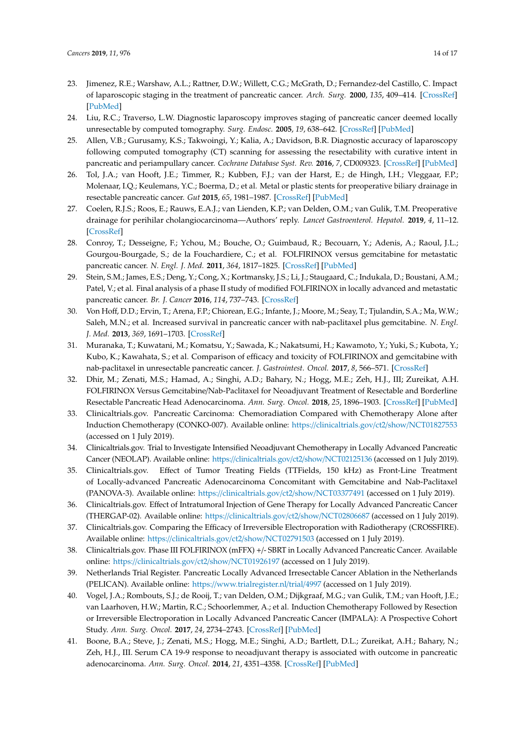23. Jimenez, R.E.; Warshaw, A.L.; Rattner, D.W.; Willett, C.G.; McGrath, D.; Fernandez-del Castillo, C. Impact of laparoscopic staging in the treatment of pancreatic cancer. *Arch. Surg.* **2000**, *135*, 409–414. [CrossRef] [PubMed]
24. Liu, R.C.; Traverso, L.W. Diagnostic laparoscopy improves staging of pancreatic cancer deemed locally unresectable by computed tomography. *Surg. Endosc.* **2005**, *19*, 638–642. [CrossRef] [PubMed]
25. Allen, V.B.; Gurusamy, K.S.; Takwoingi, Y.; Kalia, A.; Davidson, B.R. Diagnostic accuracy of laparoscopy following computed tomography (CT) scanning for assessing the resectability with curative intent in pancreatic and periampullary cancer. *Cochrane Database Syst. Rev.* **2016**, *7*, CD009323. [CrossRef] [PubMed]
26. Tol, J.A.; van Hooft, J.E.; Timmer, R.; Kubben, F.J.; van der Harst, E.; de Hingh, I.H.; Vleggaar, F.P.; Molenaar, I.Q.; Keulemans, Y.C.; Boerma, D.; et al. Metal or plastic stents for preoperative biliary drainage in resectable pancreatic cancer. *Gut* **2015**, *65*, 1981–1987. [CrossRef] [PubMed]
27. Coelen, R.J.S.; Roos, E.; Rauws, E.A.J.; van Lienden, K.P.; van Delden, O.M.; van Gulik, T.M. Preoperative drainage for perihilar cholangiocarcinoma—Authors' reply. *Lancet Gastroenterol. Hepatol.* **2019**, *4*, 11–12. [CrossRef]
28. Conroy, T.; Desseigne, F.; Ychou, M.; Bouche, O.; Guimbaud, R.; Becouarn, Y.; Adenis, A.; Raoul, J.L.; Gourgou-Bourgade, S.; de la Fouchardiere, C.; et al. FOLFIRINOX versus gemcitabine for metastatic pancreatic cancer. *N. Engl. J. Med.* **2011**, *364*, 1817–1825. [CrossRef] [PubMed]
29. Stein, S.M.; James, E.S.; Deng, Y.; Cong, X.; Kortmansky, J.S.; Li, J.; Staugaard, C.; Indukala, D.; Boustani, A.M.; Patel, V.; et al. Final analysis of a phase II study of modified FOLFIRINOX in locally advanced and metastatic pancreatic cancer. *Br. J. Cancer* **2016**, *114*, 737–743. [CrossRef]
30. Von Hoff, D.D.; Ervin, T.; Arena, F.P.; Chiorean, E.G.; Infante, J.; Moore, M.; Seay, T.; Tjulandin, S.A.; Ma, W.W.; Saleh, M.N.; et al. Increased survival in pancreatic cancer with nab-paclitaxel plus gemcitabine. *N. Engl. J. Med.* **2013**, *369*, 1691–1703. [CrossRef]
31. Muranaka, T.; Kuwatani, M.; Komatsu, Y.; Sawada, K.; Nakatsumi, H.; Kawamoto, Y.; Yuki, S.; Kubota, Y.; Kubo, K.; Kawahata, S.; et al. Comparison of efficacy and toxicity of FOLFIRINOX and gemcitabine with nab-paclitaxel in unresectable pancreatic cancer. *J. Gastrointest. Oncol.* **2017**, *8*, 566–571. [CrossRef]
32. Dhir, M.; Zenati, M.S.; Hamad, A.; Singhi, A.D.; Bahary, N.; Hogg, M.E.; Zeh, H.J., III; Zureikat, A.H. FOLFIRINOX Versus Gemcitabine/Nab-Paclitaxel for Neoadjuvant Treatment of Resectable and Borderline Resectable Pancreatic Head Adenocarcinoma. *Ann. Surg. Oncol.* **2018**, *25*, 1896–1903. [CrossRef] [PubMed]
33. Clinicaltrials.gov. Pancreatic Carcinoma: Chemoradiation Compared with Chemotherapy Alone after Induction Chemotherapy (CONKO-007). Available online: https://clinicaltrials.gov/ct2/show/NCT01827553 (accessed on 1 July 2019).
34. Clinicaltrials.gov. Trial to Investigate Intensified Neoadjuvant Chemotherapy in Locally Advanced Pancreatic Cancer (NEOLAP). Available online: https://clinicaltrials.gov/ct2/show/NCT02125136 (accessed on 1 July 2019).
35. Clinicaltrials.gov. Effect of Tumor Treating Fields (TTFields, 150 kHz) as Front-Line Treatment of Locally-advanced Pancreatic Adenocarcinoma Concomitant with Gemcitabine and Nab-Paclitaxel (PANOVA-3). Available online: https://clinicaltrials.gov/ct2/show/NCT03377491 (accessed on 1 July 2019).
36. Clinicaltrials.gov. Effect of Intratumoral Injection of Gene Therapy for Locally Advanced Pancreatic Cancer (THERGAP-02). Available online: https://clinicaltrials.gov/ct2/show/NCT02806687 (accessed on 1 July 2019).
37. Clinicaltrials.gov. Comparing the Efficacy of Irreversible Electroporation with Radiotherapy (CROSSFIRE). Available online: https://clinicaltrials.gov/ct2/show/NCT02791503 (accessed on 1 July 2019).
38. Clinicaltrials.gov. Phase III FOLFIRINOX (mFFX) +/- SBRT in Locally Advanced Pancreatic Cancer. Available online: https://clinicaltrials.gov/ct2/show/NCT01926197 (accessed on 1 July 2019).
39. Netherlands Trial Register. Pancreatic Locally Advanced Irresectable Cancer Ablation in the Netherlands (PELICAN). Available online: https://www.trialregister.nl/trial/4997 (accessed on 1 July 2019).
40. Vogel, J.A.; Rombouts, S.J.; de Rooij, T.; van Delden, O.M.; Dijkgraaf, M.G.; van Gulik, T.M.; van Hooft, J.E.; van Laarhoven, H.W.; Martin, R.C.; Schoorlemmer, A.; et al. Induction Chemotherapy Followed by Resection or Irreversible Electroporation in Locally Advanced Pancreatic Cancer (IMPALA): A Prospective Cohort Study. *Ann. Surg. Oncol.* **2017**, *24*, 2734–2743. [CrossRef] [PubMed]
41. Boone, B.A.; Steve, J.; Zenati, M.S.; Hogg, M.E.; Singhi, A.D.; Bartlett, D.L.; Zureikat, A.H.; Bahary, N.; Zeh, H.J., III. Serum CA 19-9 response to neoadjuvant therapy is associated with outcome in pancreatic adenocarcinoma. *Ann. Surg. Oncol.* **2014**, *21*, 4351–4358. [CrossRef] [PubMed]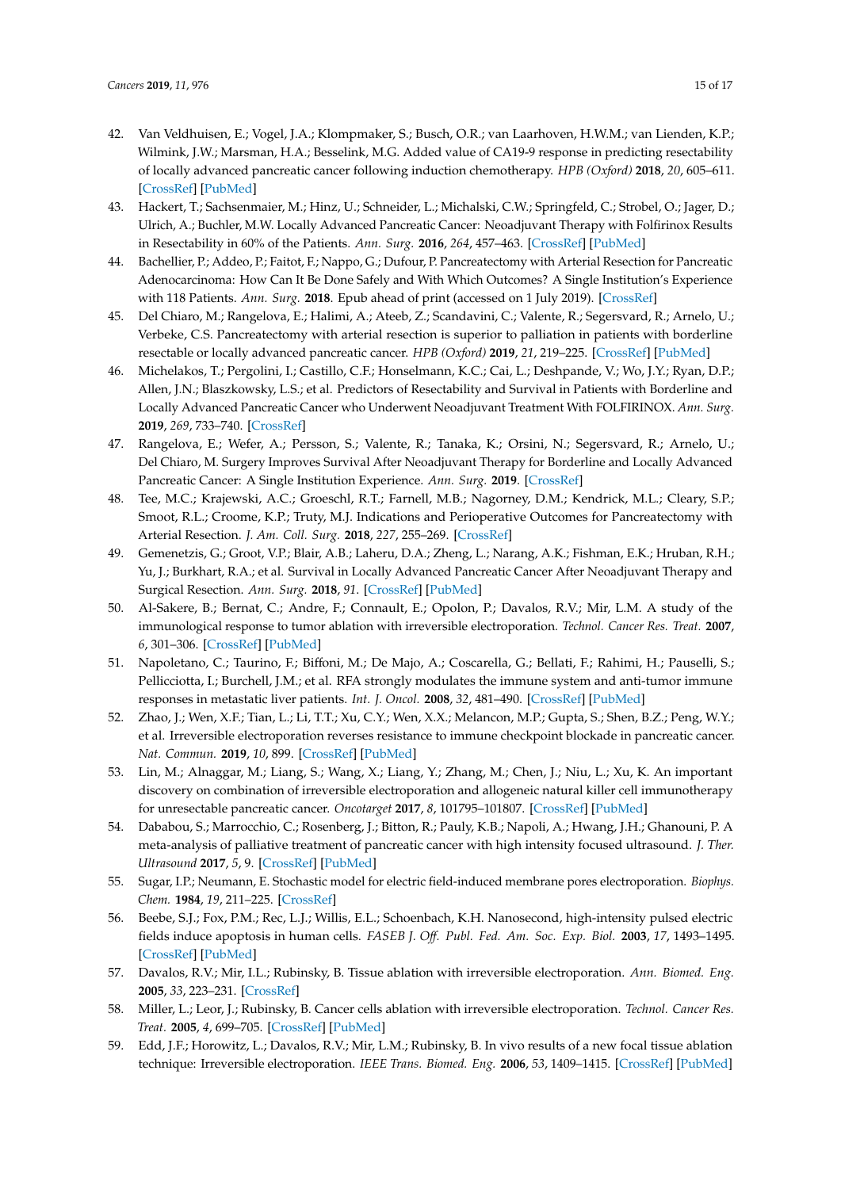42. Van Veldhuisen, E.; Vogel, J.A.; Klompmaker, S.; Busch, O.R.; van Laarhoven, H.W.M.; van Lienden, K.P.; Wilmink, J.W.; Marsman, H.A.; Besselink, M.G. Added value of CA19-9 response in predicting resectability of locally advanced pancreatic cancer following induction chemotherapy. *HPB (Oxford)* **2018**, *20*, 605–611. [CrossRef] [PubMed]
43. Hackert, T.; Sachsenmaier, M.; Hinz, U.; Schneider, L.; Michalski, C.W.; Springfeld, C.; Strobel, O.; Jager, D.; Ulrich, A.; Buchler, M.W. Locally Advanced Pancreatic Cancer: Neoadjuvant Therapy with Folfirinox Results in Resectability in 60% of the Patients. *Ann. Surg.* **2016**, *264*, 457–463. [CrossRef] [PubMed]
44. Bachellier, P.; Addeo, P.; Faitot, F.; Nappo, G.; Dufour, P. Pancreatectomy with Arterial Resection for Pancreatic Adenocarcinoma: How Can It Be Done Safely and With Which Outcomes? A Single Institution's Experience with 118 Patients. *Ann. Surg.* **2018**. Epub ahead of print (accessed on 1 July 2019). [CrossRef]
45. Del Chiaro, M.; Rangelova, E.; Halimi, A.; Ateeb, Z.; Scandavini, C.; Valente, R.; Segersvard, R.; Arnelo, U.; Verbeke, C.S. Pancreatectomy with arterial resection is superior to palliation in patients with borderline resectable or locally advanced pancreatic cancer. *HPB (Oxford)* **2019**, *21*, 219–225. [CrossRef] [PubMed]
46. Michelakos, T.; Pergolini, I.; Castillo, C.F.; Honselmann, K.C.; Cai, L.; Deshpande, V.; Wo, J.Y.; Ryan, D.P.; Allen, J.N.; Blaszkowsky, L.S.; et al. Predictors of Resectability and Survival in Patients with Borderline and Locally Advanced Pancreatic Cancer who Underwent Neoadjuvant Treatment With FOLFIRINOX. *Ann. Surg.* **2019**, *269*, 733–740. [CrossRef]
47. Rangelova, E.; Wefer, A.; Persson, S.; Valente, R.; Tanaka, K.; Orsini, N.; Segersvard, R.; Arnelo, U.; Del Chiaro, M. Surgery Improves Survival After Neoadjuvant Therapy for Borderline and Locally Advanced Pancreatic Cancer: A Single Institution Experience. *Ann. Surg.* **2019**. [CrossRef]
48. Tee, M.C.; Krajewski, A.C.; Groeschl, R.T.; Farnell, M.B.; Nagorney, D.M.; Kendrick, M.L.; Cleary, S.P.; Smoot, R.L.; Croome, K.P.; Truty, M.J. Indications and Perioperative Outcomes for Pancreatectomy with Arterial Resection. *J. Am. Coll. Surg.* **2018**, *227*, 255–269. [CrossRef]
49. Gemenetzis, G.; Groot, V.P.; Blair, A.B.; Laheru, D.A.; Zheng, L.; Narang, A.K.; Fishman, E.K.; Hruban, R.H.; Yu, J.; Burkhart, R.A.; et al. Survival in Locally Advanced Pancreatic Cancer After Neoadjuvant Therapy and Surgical Resection. *Ann. Surg.* **2018**, *91*. [CrossRef] [PubMed]
50. Al-Sakere, B.; Bernat, C.; Andre, F.; Connault, E.; Opolon, P.; Davalos, R.V.; Mir, L.M. A study of the immunological response to tumor ablation with irreversible electroporation. *Technol. Cancer Res. Treat.* **2007**, *6*, 301–306. [CrossRef] [PubMed]
51. Napoletano, C.; Taurino, F.; Biffoni, M.; De Majo, A.; Coscarella, G.; Bellati, F.; Rahimi, H.; Pauselli, S.; Pellicciotta, I.; Burchell, J.M.; et al. RFA strongly modulates the immune system and anti-tumor immune responses in metastatic liver patients. *Int. J. Oncol.* **2008**, *32*, 481–490. [CrossRef] [PubMed]
52. Zhao, J.; Wen, X.F.; Tian, L.; Li, T.T.; Xu, C.Y.; Wen, X.X.; Melancon, M.P.; Gupta, S.; Shen, B.Z.; Peng, W.Y.; et al. Irreversible electroporation reverses resistance to immune checkpoint blockade in pancreatic cancer. *Nat. Commun.* **2019**, *10*, 899. [CrossRef] [PubMed]
53. Lin, M.; Alnaggar, M.; Liang, S.; Wang, X.; Liang, Y.; Zhang, M.; Chen, J.; Niu, L.; Xu, K. An important discovery on combination of irreversible electroporation and allogeneic natural killer cell immunotherapy for unresectable pancreatic cancer. *Oncotarget* **2017**, *8*, 101795–101807. [CrossRef] [PubMed]
54. Dababou, S.; Marrocchio, C.; Rosenberg, J.; Bitton, R.; Pauly, K.B.; Napoli, A.; Hwang, J.H.; Ghanouni, P. A meta-analysis of palliative treatment of pancreatic cancer with high intensity focused ultrasound. *J. Ther. Ultrasound* **2017**, *5*, 9. [CrossRef] [PubMed]
55. Sugar, I.P.; Neumann, E. Stochastic model for electric field-induced membrane pores electroporation. *Biophys. Chem.* **1984**, *19*, 211–225. [CrossRef]
56. Beebe, S.J.; Fox, P.M.; Rec, L.J.; Willis, E.L.; Schoenbach, K.H. Nanosecond, high-intensity pulsed electric fields induce apoptosis in human cells. *FASEB J. Off. Publ. Fed. Am. Soc. Exp. Biol.* **2003**, *17*, 1493–1495. [CrossRef] [PubMed]
57. Davalos, R.V.; Mir, I.L.; Rubinsky, B. Tissue ablation with irreversible electroporation. *Ann. Biomed. Eng.* **2005**, *33*, 223–231. [CrossRef]
58. Miller, L.; Leor, J.; Rubinsky, B. Cancer cells ablation with irreversible electroporation. *Technol. Cancer Res. Treat.* **2005**, *4*, 699–705. [CrossRef] [PubMed]
59. Edd, J.F.; Horowitz, L.; Davalos, R.V.; Mir, L.M.; Rubinsky, B. In vivo results of a new focal tissue ablation technique: Irreversible electroporation. *IEEE Trans. Biomed. Eng.* **2006**, *53*, 1409–1415. [CrossRef] [PubMed]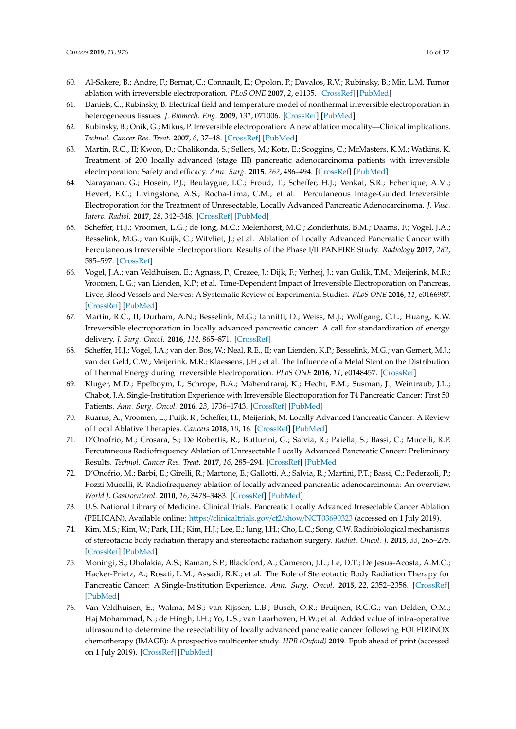60. Al-Sakere, B.; Andre, F.; Bernat, C.; Connault, E.; Opolon, P.; Davalos, R.V.; Rubinsky, B.; Mir, L.M. Tumor ablation with irreversible electroporation. *PLoS ONE* **2007**, *2*, e1135. [CrossRef] [PubMed]
61. Daniels, C.; Rubinsky, B. Electrical field and temperature model of nonthermal irreversible electroporation in heterogeneous tissues. *J. Biomech. Eng.* **2009**, *131*, 071006. [CrossRef] [PubMed]
62. Rubinsky, B.; Onik, G.; Mikus, P. Irreversible electroporation: A new ablation modality—Clinical implications. *Technol. Cancer Res. Treat.* **2007**, *6*, 37–48. [CrossRef] [PubMed]
63. Martin, R.C., II; Kwon, D.; Chalikonda, S.; Sellers, M.; Kotz, E.; Scoggins, C.; McMasters, K.M.; Watkins, K. Treatment of 200 locally advanced (stage III) pancreatic adenocarcinoma patients with irreversible electroporation: Safety and efficacy. *Ann. Surg.* **2015**, *262*, 486–494. [CrossRef] [PubMed]
64. Narayanan, G.; Hosein, P.J.; Beulaygue, I.C.; Froud, T.; Scheffer, H.J.; Venkat, S.R.; Echenique, A.M.; Hevert, E.C.; Livingstone, A.S.; Rocha-Lima, C.M.; et al. Percutaneous Image-Guided Irreversible Electroporation for the Treatment of Unresectable, Locally Advanced Pancreatic Adenocarcinoma. *J. Vasc. Interv. Radiol.* **2017**, *28*, 342–348. [CrossRef] [PubMed]
65. Scheffer, H.J.; Vroomen, L.G.; de Jong, M.C.; Melenhorst, M.C.; Zonderhuis, B.M.; Daams, F.; Vogel, J.A.; Besselink, M.G.; van Kuijk, C.; Witvliet, J.; et al. Ablation of Locally Advanced Pancreatic Cancer with Percutaneous Irreversible Electroporation: Results of the Phase I/II PANFIRE Study. *Radiology* **2017**, *282*, 585–597. [CrossRef]
66. Vogel, J.A.; van Veldhuisen, E.; Agnass, P.; Crezee, J.; Dijk, F.; Verheij, J.; van Gulik, T.M.; Meijerink, M.R.; Vroomen, L.G.; van Lienden, K.P.; et al. Time-Dependent Impact of Irreversible Electroporation on Pancreas, Liver, Blood Vessels and Nerves: A Systematic Review of Experimental Studies. *PLoS ONE* **2016**, *11*, e0166987. [CrossRef] [PubMed]
67. Martin, R.C., II; Durham, A.N.; Besselink, M.G.; Iannitti, D.; Weiss, M.J.; Wolfgang, C.L.; Huang, K.W. Irreversible electroporation in locally advanced pancreatic cancer: A call for standardization of energy delivery. *J. Surg. Oncol.* **2016**, *114*, 865–871. [CrossRef]
68. Scheffer, H.J.; Vogel, J.A.; van den Bos, W.; Neal, R.E., II; van Lienden, K.P.; Besselink, M.G.; van Gemert, M.J.; van der Geld, C.W.; Meijerink, M.R.; Klaessens, J.H.; et al. The Influence of a Metal Stent on the Distribution of Thermal Energy during Irreversible Electroporation. *PLoS ONE* **2016**, *11*, e0148457. [CrossRef]
69. Kluger, M.D.; Epelboym, I.; Schrope, B.A.; Mahendraraj, K.; Hecht, E.M.; Susman, J.; Weintraub, J.L.; Chabot, J.A. Single-Institution Experience with Irreversible Electroporation for T4 Pancreatic Cancer: First 50 Patients. *Ann. Surg. Oncol.* **2016**, *23*, 1736–1743. [CrossRef] [PubMed]
70. Ruarus, A.; Vroomen, L.; Puijk, R.; Scheffer, H.; Meijerink, M. Locally Advanced Pancreatic Cancer: A Review of Local Ablative Therapies. *Cancers* **2018**, *10*, 16. [CrossRef] [PubMed]
71. D'Onofrio, M.; Crosara, S.; De Robertis, R.; Butturini, G.; Salvia, R.; Paiella, S.; Bassi, C.; Mucelli, R.P. Percutaneous Radiofrequency Ablation of Unresectable Locally Advanced Pancreatic Cancer: Preliminary Results. *Technol. Cancer Res. Treat.* **2017**, *16*, 285–294. [CrossRef] [PubMed]
72. D'Onofrio, M.; Barbi, E.; Girelli, R.; Martone, E.; Gallotti, A.; Salvia, R.; Martini, P.T.; Bassi, C.; Pederzoli, P.; Pozzi Mucelli, R. Radiofrequency ablation of locally advanced pancreatic adenocarcinoma: An overview. *World J. Gastroenterol.* **2010**, *16*, 3478–3483. [CrossRef] [PubMed]
73. U.S. National Library of Medicine. Clinical Trials. Pancreatic Locally Advanced Irresectable Cancer Ablation (PELICAN). Available online: https://clinicaltrials.gov/ct2/show/NCT03690323 (accessed on 1 July 2019).
74. Kim, M.S.; Kim, W.; Park, I.H.; Kim, H.J.; Lee, E.; Jung, J.H.; Cho, L.C.; Song, C.W. Radiobiological mechanisms of stereotactic body radiation therapy and stereotactic radiation surgery. *Radiat. Oncol. J.* **2015**, *33*, 265–275. [CrossRef] [PubMed]
75. Moningi, S.; Dholakia, A.S.; Raman, S.P.; Blackford, A.; Cameron, J.L.; Le, D.T.; De Jesus-Acosta, A.M.C.; Hacker-Prietz, A.; Rosati, L.M.; Assadi, R.K.; et al. The Role of Stereotactic Body Radiation Therapy for Pancreatic Cancer: A Single-Institution Experience. *Ann. Surg. Oncol.* **2015**, *22*, 2352–2358. [CrossRef] [PubMed]
76. Van Veldhuisen, E.; Walma, M.S.; van Rijssen, L.B.; Busch, O.R.; Bruijnen, R.C.G.; van Delden, O.M.; Haj Mohammad, N.; de Hingh, I.H.; Yo, L.S.; van Laarhoven, H.W.; et al. Added value of intra-operative ultrasound to determine the resectability of locally advanced pancreatic cancer following FOLFIRINOX chemotherapy (IMAGE): A prospective multicenter study. *HPB (Oxford)* **2019**. Epub ahead of print (accessed on 1 July 2019). [CrossRef] [PubMed]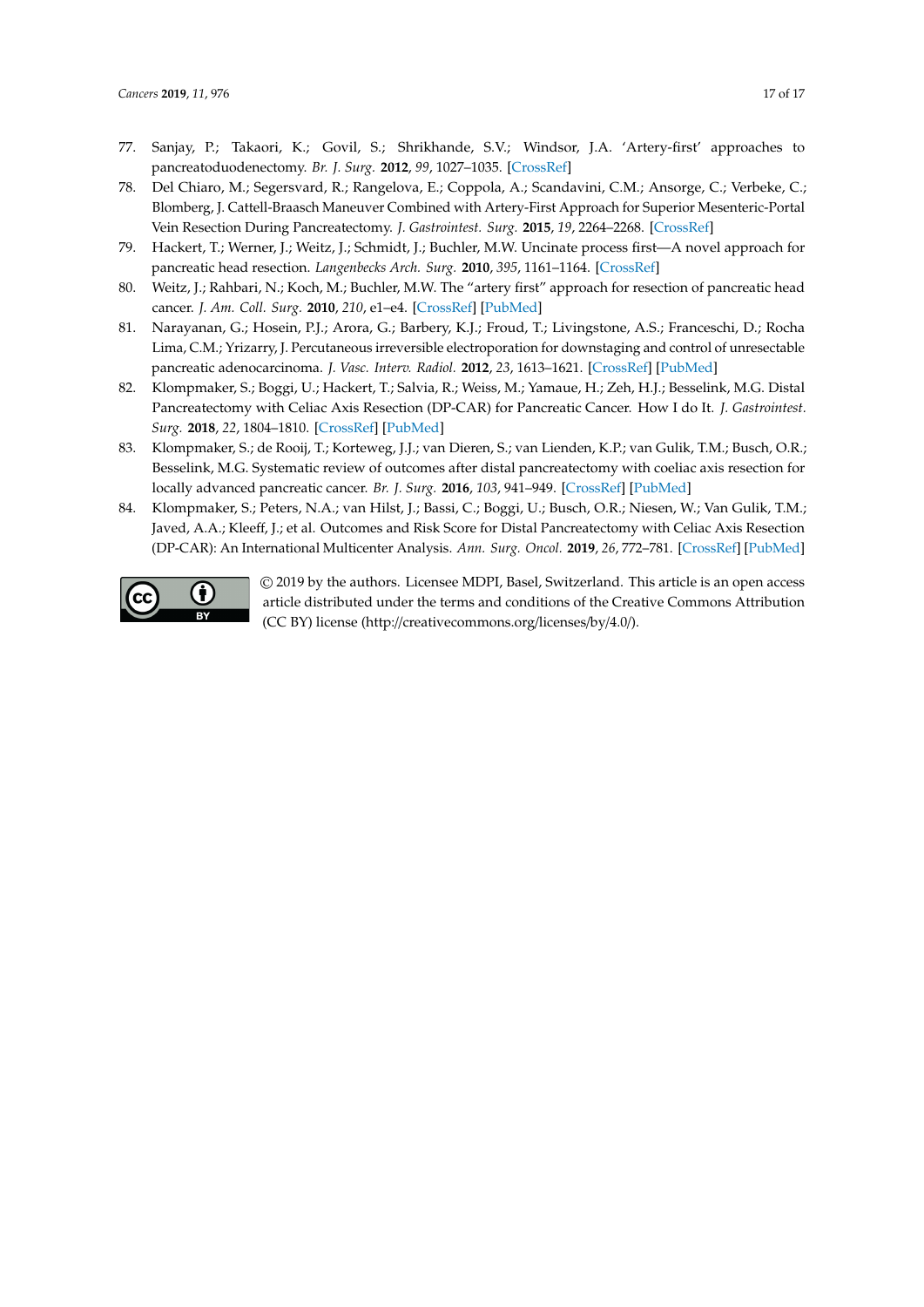77. Sanjay, P.; Takaori, K.; Govil, S.; Shrikhande, S.V.; Windsor, J.A. 'Artery-first' approaches to pancreatoduodenectomy. *Br. J. Surg.* **2012**, *99*, 1027–1035. [CrossRef]
78. Del Chiaro, M.; Segersvard, R.; Rangelova, E.; Coppola, A.; Scandavini, C.M.; Ansorge, C.; Verbeke, C.; Blomberg, J. Cattell-Braasch Maneuver Combined with Artery-First Approach for Superior Mesenteric-Portal Vein Resection During Pancreatectomy. *J. Gastrointest. Surg.* **2015**, *19*, 2264–2268. [CrossRef]
79. Hackert, T.; Werner, J.; Weitz, J.; Schmidt, J.; Buchler, M.W. Uncinate process first—A novel approach for pancreatic head resection. *Langenbecks Arch. Surg.* **2010**, *395*, 1161–1164. [CrossRef]
80. Weitz, J.; Rahbari, N.; Koch, M.; Buchler, M.W. The "artery first" approach for resection of pancreatic head cancer. *J. Am. Coll. Surg.* **2010**, *210*, e1–e4. [CrossRef] [PubMed]
81. Narayanan, G.; Hosein, P.J.; Arora, G.; Barbery, K.J.; Froud, T.; Livingstone, A.S.; Franceschi, D.; Rocha Lima, C.M.; Yrizarry, J. Percutaneous irreversible electroporation for downstaging and control of unresectable pancreatic adenocarcinoma. *J. Vasc. Interv. Radiol.* **2012**, *23*, 1613–1621. [CrossRef] [PubMed]
82. Klompmaker, S.; Boggi, U.; Hackert, T.; Salvia, R.; Weiss, M.; Yamaue, H.; Zeh, H.J.; Besselink, M.G. Distal Pancreatectomy with Celiac Axis Resection (DP-CAR) for Pancreatic Cancer. How I do It. *J. Gastrointest. Surg.* **2018**, *22*, 1804–1810. [CrossRef] [PubMed]
83. Klompmaker, S.; de Rooij, T.; Korteweg, J.J.; van Dieren, S.; van Lienden, K.P.; van Gulik, T.M.; Busch, O.R.; Besselink, M.G. Systematic review of outcomes after distal pancreatectomy with coeliac axis resection for locally advanced pancreatic cancer. *Br. J. Surg.* **2016**, *103*, 941–949. [CrossRef] [PubMed]
84. Klompmaker, S.; Peters, N.A.; van Hilst, J.; Bassi, C.; Boggi, U.; Busch, O.R.; Niesen, W.; Van Gulik, T.M.; Javed, A.A.; Kleeff, J.; et al. Outcomes and Risk Score for Distal Pancreatectomy with Celiac Axis Resection (DP-CAR): An International Multicenter Analysis. *Ann. Surg. Oncol.* **2019**, *26*, 772–781. [CrossRef] [PubMed]

© 2019 by the authors. Licensee MDPI, Basel, Switzerland. This article is an open access article distributed under the terms and conditions of the Creative Commons Attribution (CC BY) license (http://creativecommons.org/licenses/by/4.0/).